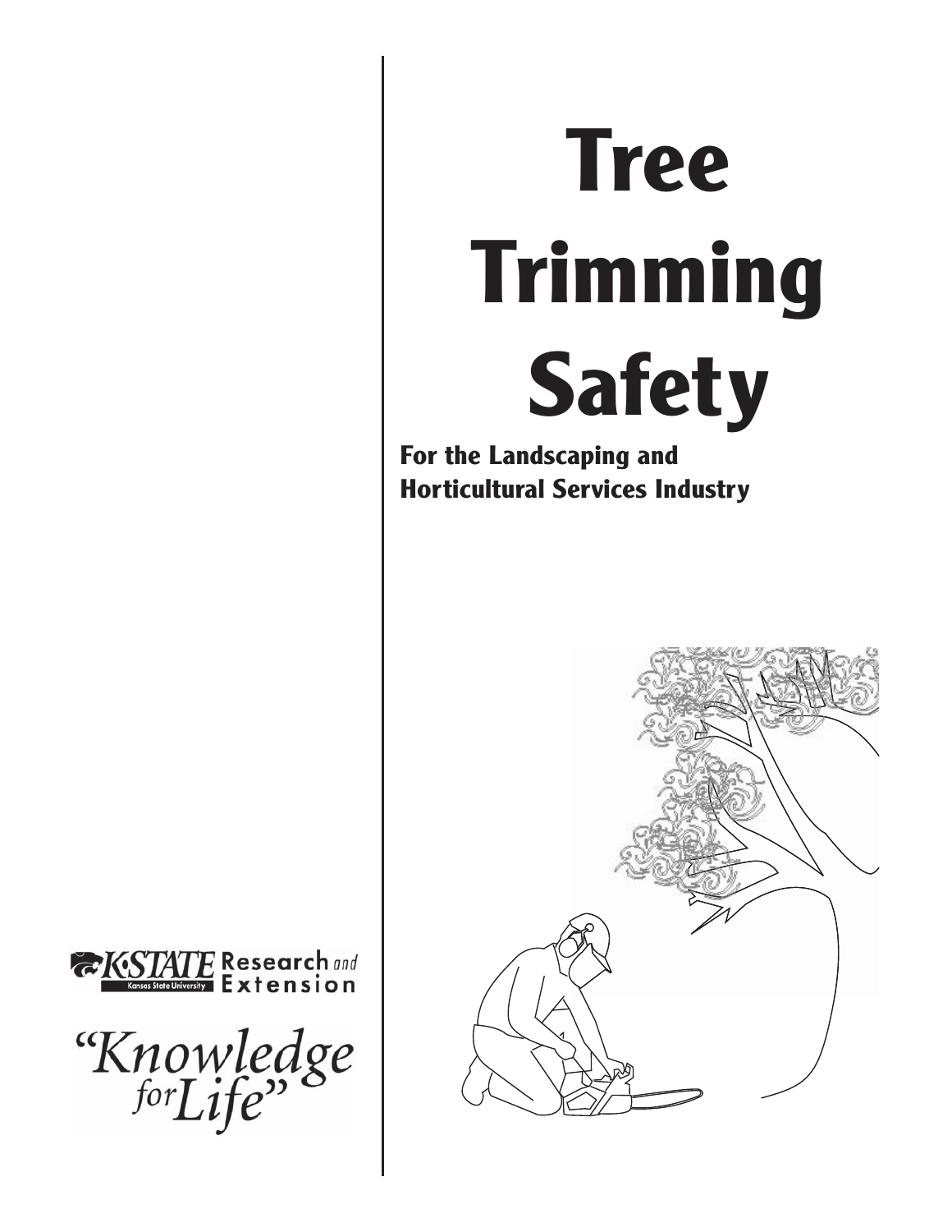# Tree Trimming Safety

**For the Landscaping and Horticultural Services Industry**

K-STATE Research and Extension
Kansas State University

"Knowledge for Life"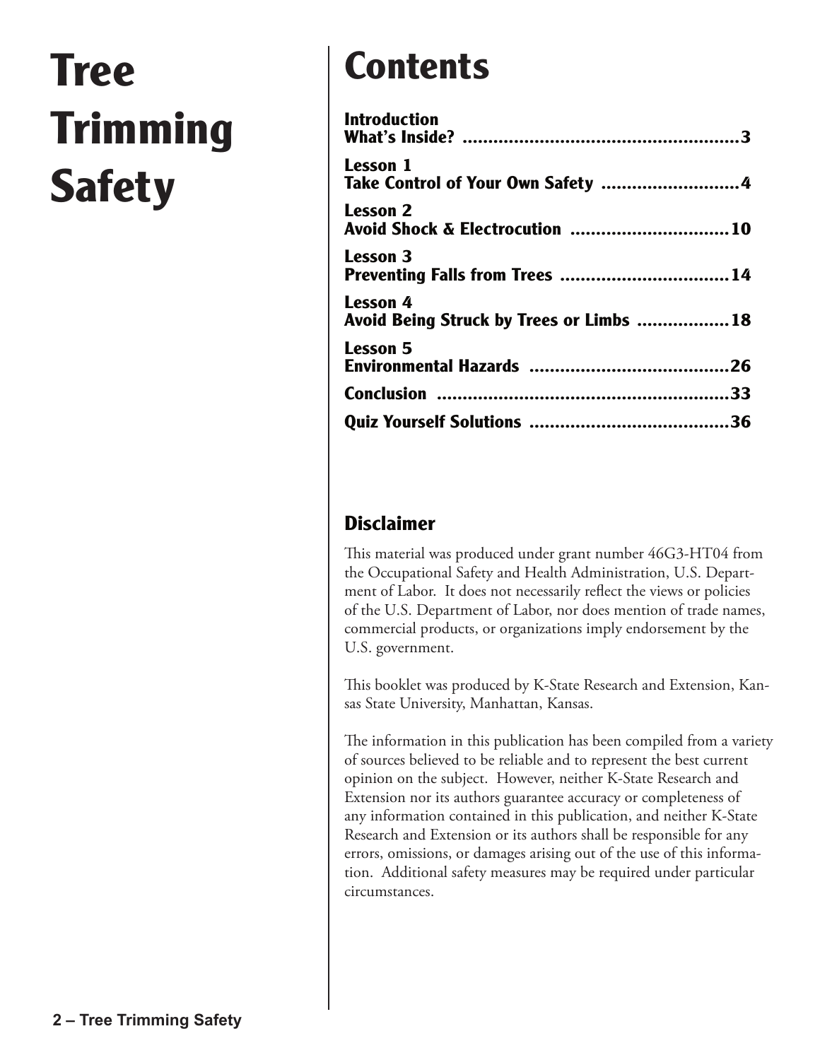# Tree Trimming Safety

## Contents

**Introduction**
**What's Inside?** ......................................................3

**Lesson 1**
**Take Control of Your Own Safety** ...........................4

**Lesson 2**
**Avoid Shock & Electrocution** ...............................10

**Lesson 3**
**Preventing Falls from Trees** .................................14

**Lesson 4**
**Avoid Being Struck by Trees or Limbs** ..................18

**Lesson 5**
**Environmental Hazards** .......................................26

**Conclusion** ..........................................................33

**Quiz Yourself Solutions** .......................................36

### Disclaimer

This material was produced under grant number 46G3-HT04 from the Occupational Safety and Health Administration, U.S. Department of Labor. It does not necessarily reflect the views or policies of the U.S. Department of Labor, nor does mention of trade names, commercial products, or organizations imply endorsement by the U.S. government.

This booklet was produced by K-State Research and Extension, Kansas State University, Manhattan, Kansas.

The information in this publication has been compiled from a variety of sources believed to be reliable and to represent the best current opinion on the subject. However, neither K-State Research and Extension nor its authors guarantee accuracy or completeness of any information contained in this publication, and neither K-State Research and Extension or its authors shall be responsible for any errors, omissions, or damages arising out of the use of this information. Additional safety measures may be required under particular circumstances.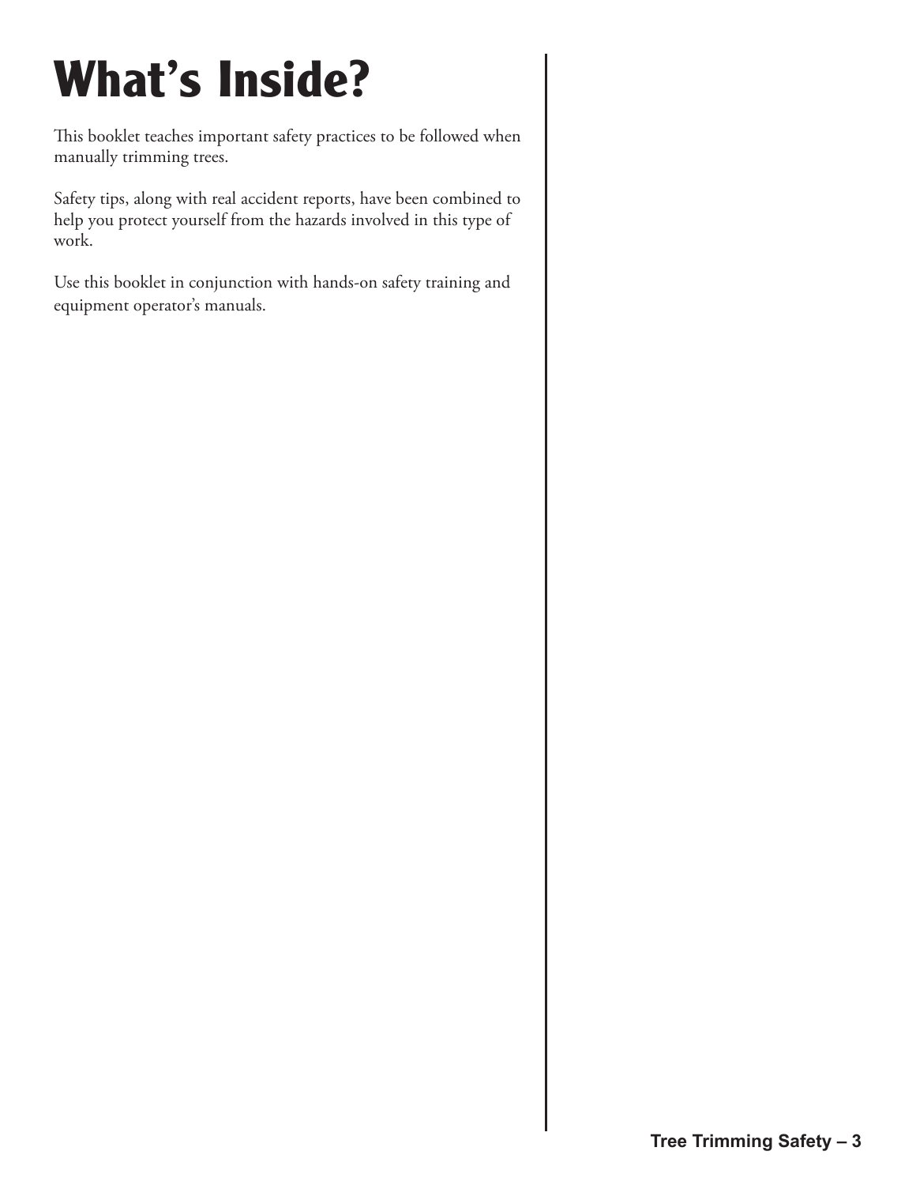# What's Inside?

This booklet teaches important safety practices to be followed when manually trimming trees.

Safety tips, along with real accident reports, have been combined to help you protect yourself from the hazards involved in this type of work.

Use this booklet in conjunction with hands-on safety training and equipment operator's manuals.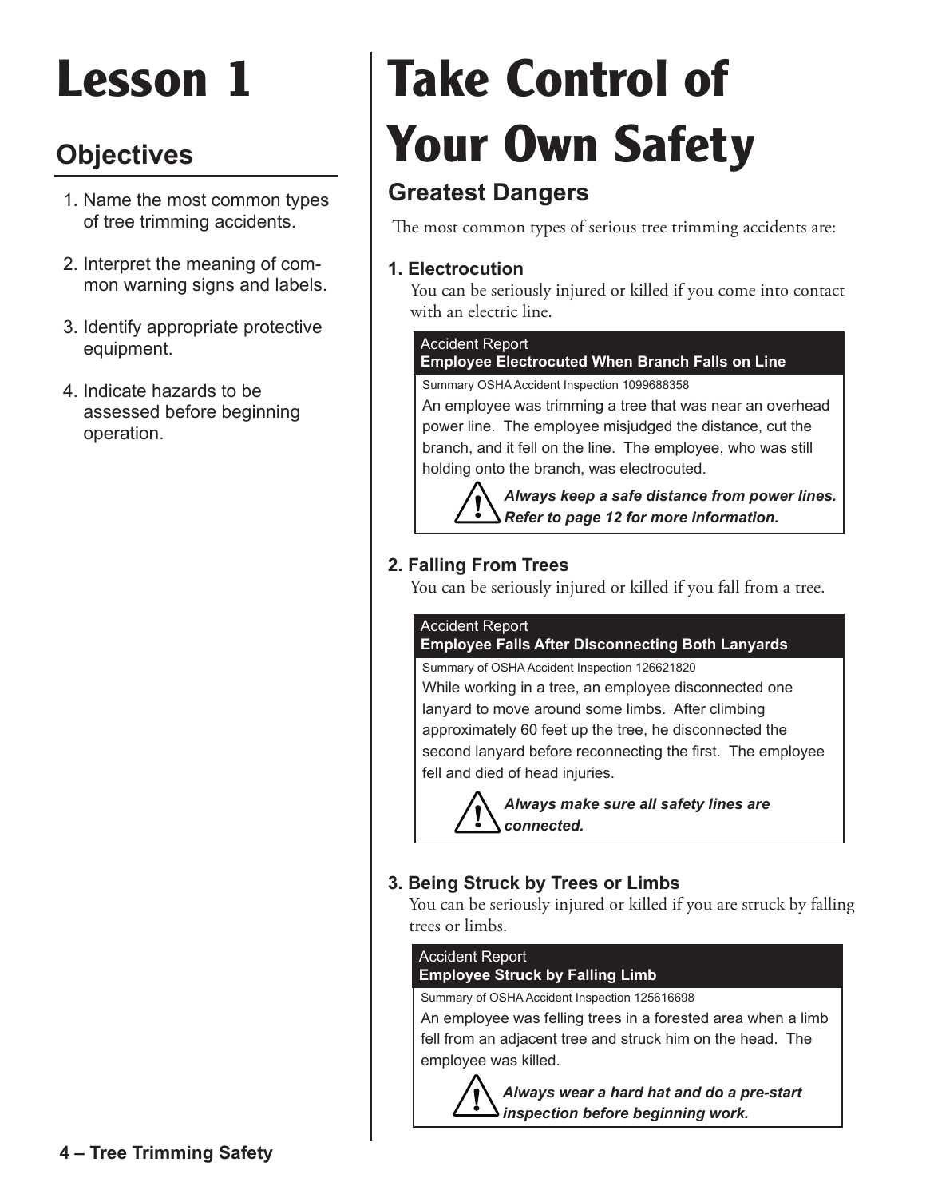# Lesson 1

## Objectives

1. Name the most common types of tree trimming accidents.
2. Interpret the meaning of common warning signs and labels.
3. Identify appropriate protective equipment.
4. Indicate hazards to be assessed before beginning operation.

# Take Control of Your Own Safety

## Greatest Dangers

The most common types of serious tree trimming accidents are:

### 1. Electrocution

You can be seriously injured or killed if you come into contact with an electric line.

> Accident Report
> **Employee Electrocuted When Branch Falls on Line**
>
> Summary OSHA Accident Inspection 1099688358
>
> An employee was trimming a tree that was near an overhead power line. The employee misjudged the distance, cut the branch, and it fell on the line. The employee, who was still holding onto the branch, was electrocuted.
>
> ***Always keep a safe distance from power lines. Refer to page 12 for more information.***

### 2. Falling From Trees

You can be seriously injured or killed if you fall from a tree.

> Accident Report
> **Employee Falls After Disconnecting Both Lanyards**
>
> Summary of OSHA Accident Inspection 126621820
>
> While working in a tree, an employee disconnected one lanyard to move around some limbs. After climbing approximately 60 feet up the tree, he disconnected the second lanyard before reconnecting the first. The employee fell and died of head injuries.
>
> ***Always make sure all safety lines are connected.***

### 3. Being Struck by Trees or Limbs

You can be seriously injured or killed if you are struck by falling trees or limbs.

> Accident Report
> **Employee Struck by Falling Limb**
>
> Summary of OSHA Accident Inspection 125616698
>
> An employee was felling trees in a forested area when a limb fell from an adjacent tree and struck him on the head. The employee was killed.
>
> ***Always wear a hard hat and do a pre-start inspection before beginning work.***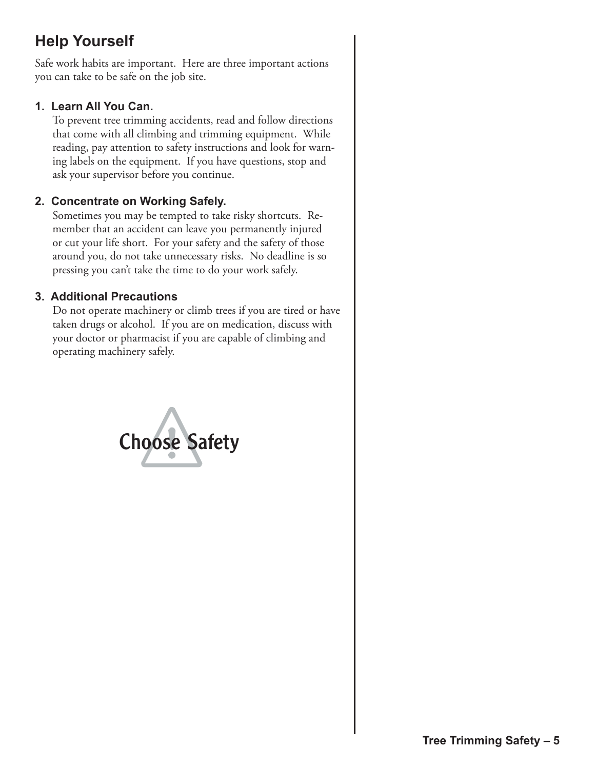## Help Yourself

Safe work habits are important. Here are three important actions you can take to be safe on the job site.

### 1. Learn All You Can.

To prevent tree trimming accidents, read and follow directions that come with all climbing and trimming equipment. While reading, pay attention to safety instructions and look for warning labels on the equipment. If you have questions, stop and ask your supervisor before you continue.

### 2. Concentrate on Working Safely.

Sometimes you may be tempted to take risky shortcuts. Remember that an accident can leave you permanently injured or cut your life short. For your safety and the safety of those around you, do not take unnecessary risks. No deadline is so pressing you can't take the time to do your work safely.

### 3. Additional Precautions

Do not operate machinery or climb trees if you are tired or have taken drugs or alcohol. If you are on medication, discuss with your doctor or pharmacist if you are capable of climbing and operating machinery safely.

Choose Safety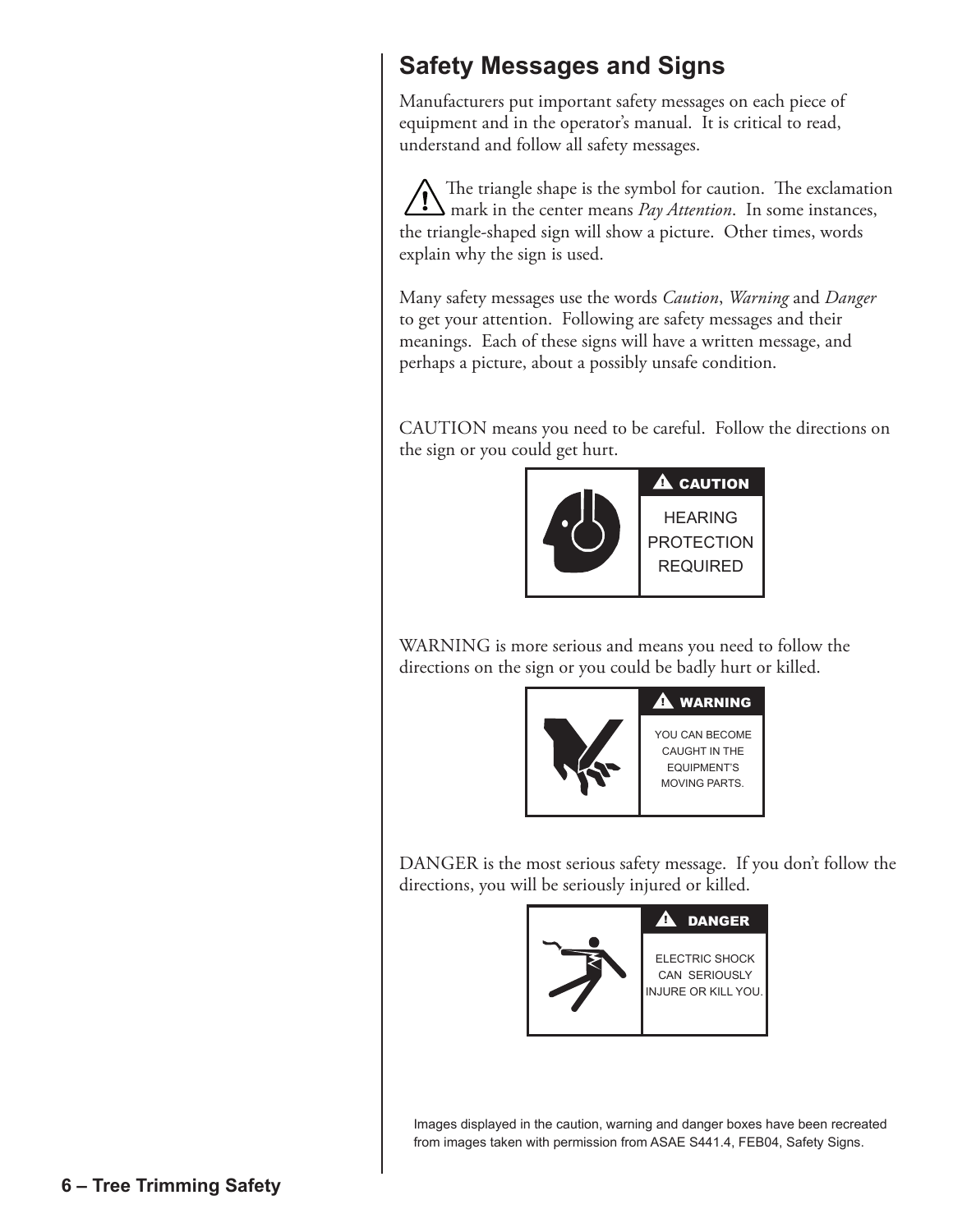## Safety Messages and Signs

Manufacturers put important safety messages on each piece of equipment and in the operator's manual. It is critical to read, understand and follow all safety messages.

⚠ The triangle shape is the symbol for caution. The exclamation mark in the center means *Pay Attention*. In some instances, the triangle-shaped sign will show a picture. Other times, words explain why the sign is used.

Many safety messages use the words *Caution*, *Warning* and *Danger* to get your attention. Following are safety messages and their meanings. Each of these signs will have a written message, and perhaps a picture, about a possibly unsafe condition.

CAUTION means you need to be careful. Follow the directions on the sign or you could get hurt.

**⚠ CAUTION**

HEARING PROTECTION REQUIRED

WARNING is more serious and means you need to follow the directions on the sign or you could be badly hurt or killed.

**⚠ WARNING**

YOU CAN BECOME CAUGHT IN THE EQUIPMENT'S MOVING PARTS.

DANGER is the most serious safety message. If you don't follow the directions, you will be seriously injured or killed.

**⚠ DANGER**

ELECTRIC SHOCK CAN SERIOUSLY INJURE OR KILL YOU.

Images displayed in the caution, warning and danger boxes have been recreated from images taken with permission from ASAE S441.4, FEB04, Safety Signs.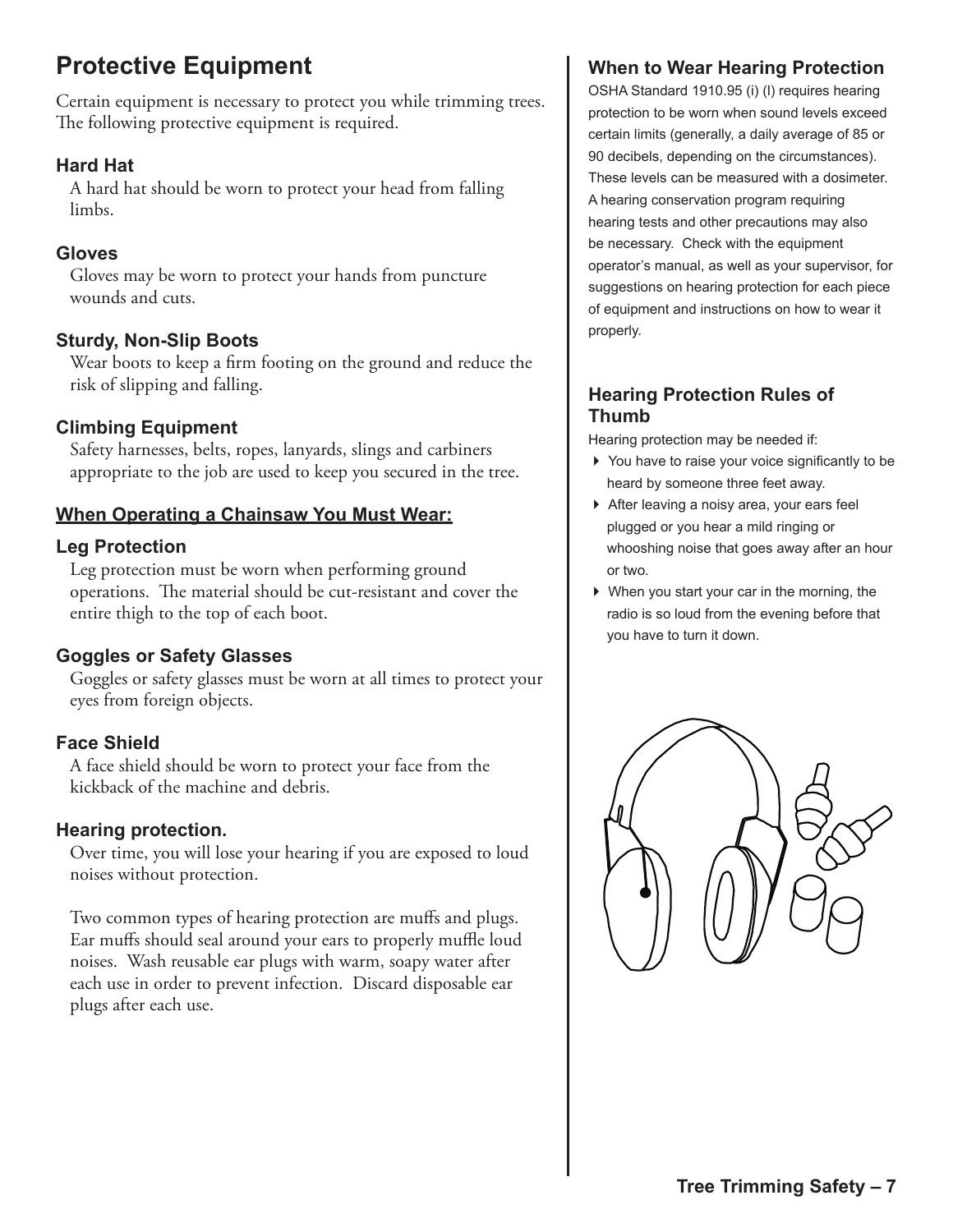# Protective Equipment

Certain equipment is necessary to protect you while trimming trees. The following protective equipment is required.

### Hard Hat

A hard hat should be worn to protect your head from falling limbs.

### Gloves

Gloves may be worn to protect your hands from puncture wounds and cuts.

### Sturdy, Non-Slip Boots

Wear boots to keep a firm footing on the ground and reduce the risk of slipping and falling.

### Climbing Equipment

Safety harnesses, belts, ropes, lanyards, slings and carbiners appropriate to the job are used to keep you secured in the tree.

### <u>When Operating a Chainsaw You Must Wear:</u>

### Leg Protection

Leg protection must be worn when performing ground operations. The material should be cut-resistant and cover the entire thigh to the top of each boot.

### Goggles or Safety Glasses

Goggles or safety glasses must be worn at all times to protect your eyes from foreign objects.

### Face Shield

A face shield should be worn to protect your face from the kickback of the machine and debris.

### Hearing protection.

Over time, you will lose your hearing if you are exposed to loud noises without protection.

Two common types of hearing protection are muffs and plugs. Ear muffs should seal around your ears to properly muffle loud noises. Wash reusable ear plugs with warm, soapy water after each use in order to prevent infection. Discard disposable ear plugs after each use.

## When to Wear Hearing Protection

OSHA Standard 1910.95 (i) (l) requires hearing protection to be worn when sound levels exceed certain limits (generally, a daily average of 85 or 90 decibels, depending on the circumstances). These levels can be measured with a dosimeter. A hearing conservation program requiring hearing tests and other precautions may also be necessary. Check with the equipment operator's manual, as well as your supervisor, for suggestions on hearing protection for each piece of equipment and instructions on how to wear it properly.

## Hearing Protection Rules of Thumb

Hearing protection may be needed if:

- You have to raise your voice significantly to be heard by someone three feet away.
- After leaving a noisy area, your ears feel plugged or you hear a mild ringing or whooshing noise that goes away after an hour or two.
- When you start your car in the morning, the radio is so loud from the evening before that you have to turn it down.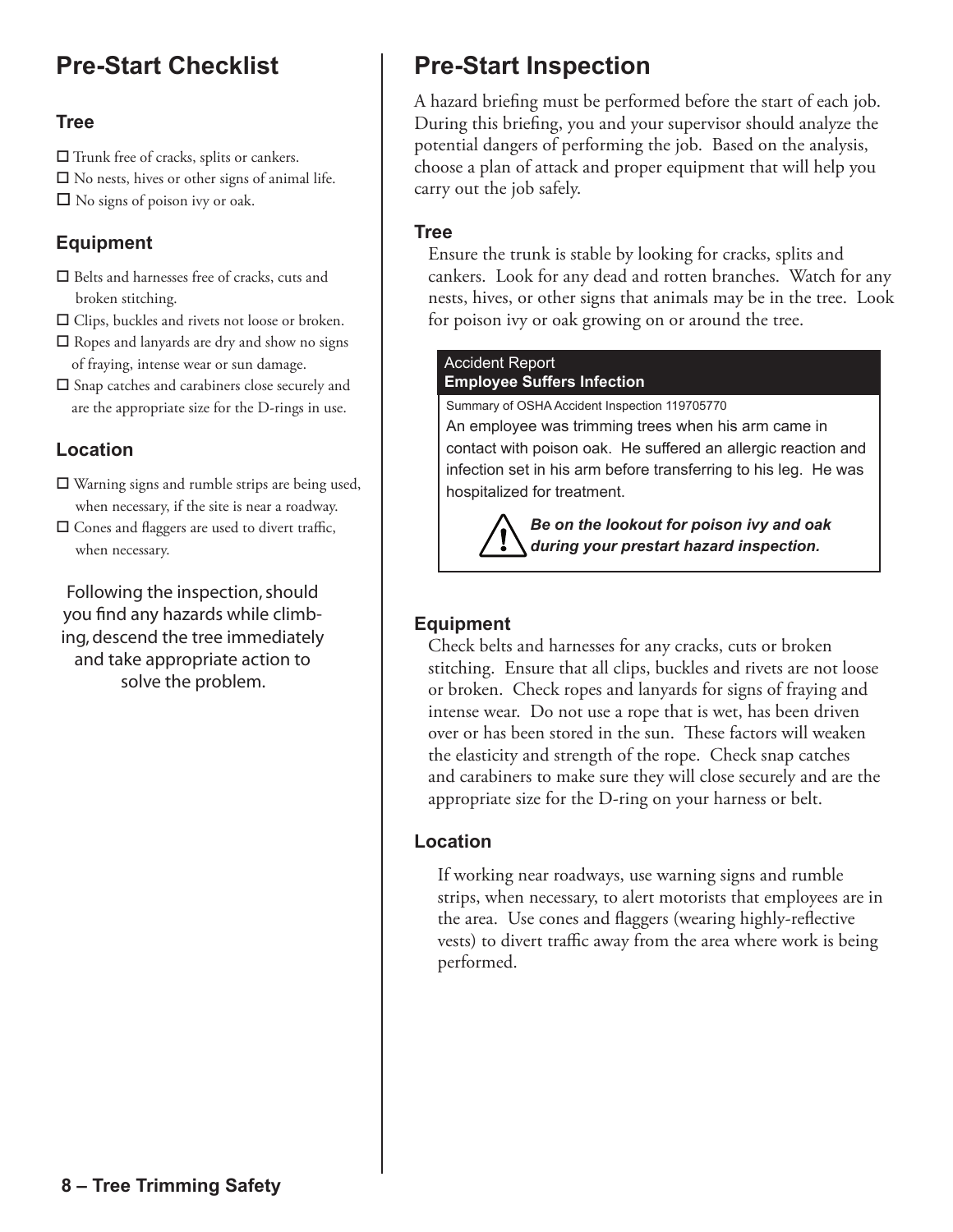## Pre-Start Checklist

### Tree

- ☐ Trunk free of cracks, splits or cankers.
- ☐ No nests, hives or other signs of animal life.
- ☐ No signs of poison ivy or oak.

### Equipment

- ☐ Belts and harnesses free of cracks, cuts and broken stitching.
- ☐ Clips, buckles and rivets not loose or broken.
- ☐ Ropes and lanyards are dry and show no signs of fraying, intense wear or sun damage.
- ☐ Snap catches and carabiners close securely and are the appropriate size for the D-rings in use.

### Location

- ☐ Warning signs and rumble strips are being used, when necessary, if the site is near a roadway.
- ☐ Cones and flaggers are used to divert traffic, when necessary.

Following the inspection, should you find any hazards while climbing, descend the tree immediately and take appropriate action to solve the problem.

## Pre-Start Inspection

A hazard briefing must be performed before the start of each job. During this briefing, you and your supervisor should analyze the potential dangers of performing the job. Based on the analysis, choose a plan of attack and proper equipment that will help you carry out the job safely.

### Tree

Ensure the trunk is stable by looking for cracks, splits and cankers. Look for any dead and rotten branches. Watch for any nests, hives, or other signs that animals may be in the tree. Look for poison ivy or oak growing on or around the tree.

> Accident Report
> **Employee Suffers Infection**
>
> Summary of OSHA Accident Inspection 119705770
>
> An employee was trimming trees when his arm came in contact with poison oak. He suffered an allergic reaction and infection set in his arm before transferring to his leg. He was hospitalized for treatment.
>
> ***Be on the lookout for poison ivy and oak during your prestart hazard inspection.***

### Equipment

Check belts and harnesses for any cracks, cuts or broken stitching. Ensure that all clips, buckles and rivets are not loose or broken. Check ropes and lanyards for signs of fraying and intense wear. Do not use a rope that is wet, has been driven over or has been stored in the sun. These factors will weaken the elasticity and strength of the rope. Check snap catches and carabiners to make sure they will close securely and are the appropriate size for the D-ring on your harness or belt.

### Location

If working near roadways, use warning signs and rumble strips, when necessary, to alert motorists that employees are in the area. Use cones and flaggers (wearing highly-reflective vests) to divert traffic away from the area where work is being performed.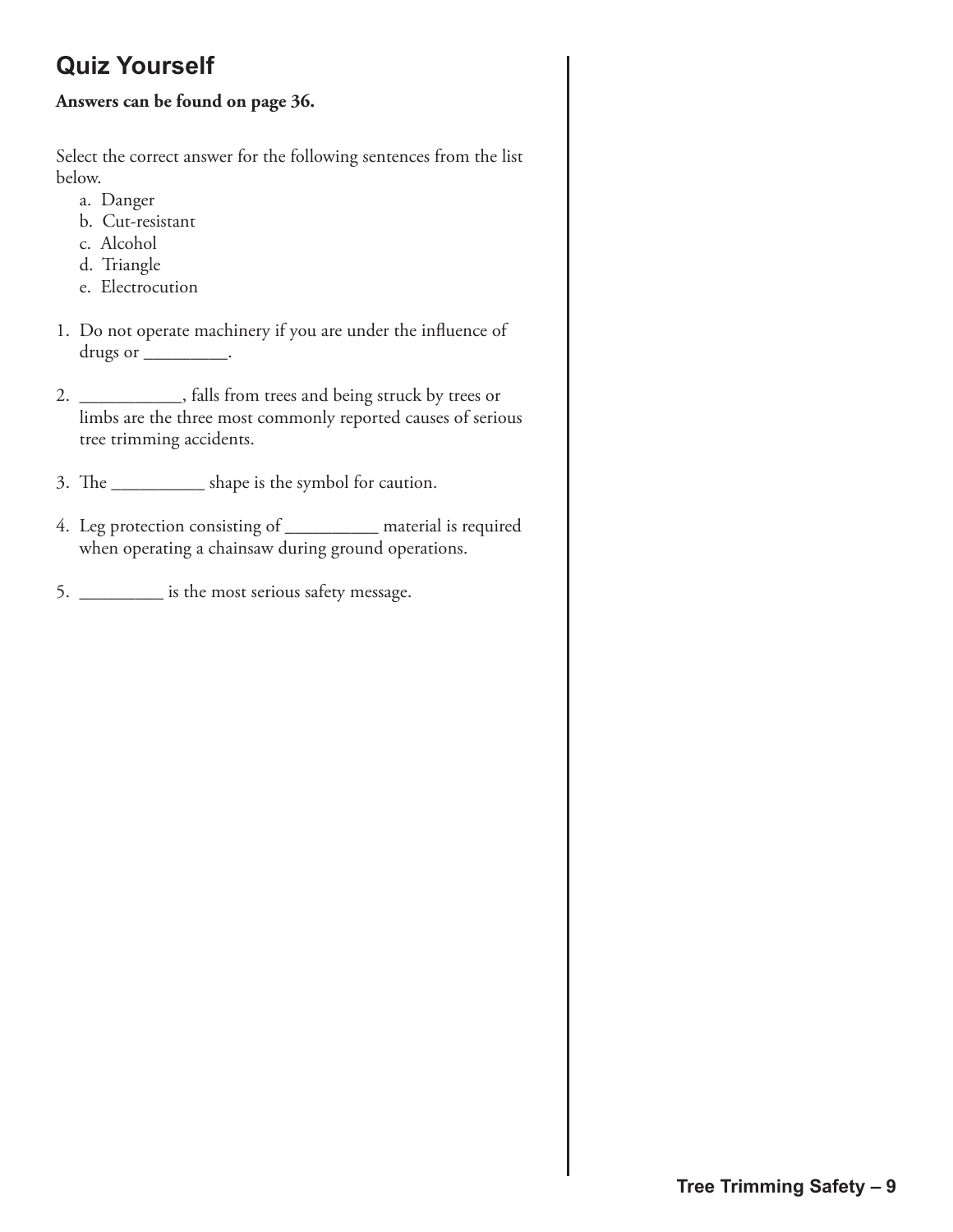## Quiz Yourself

**Answers can be found on page 36.**

Select the correct answer for the following sentences from the list below.

a. Danger
b. Cut-resistant
c. Alcohol
d. Triangle
e. Electrocution

1. Do not operate machinery if you are under the influence of drugs or _________.

2. ___________, falls from trees and being struck by trees or limbs are the three most commonly reported causes of serious tree trimming accidents.

3. The __________ shape is the symbol for caution.

4. Leg protection consisting of __________ material is required when operating a chainsaw during ground operations.

5. _________ is the most serious safety message.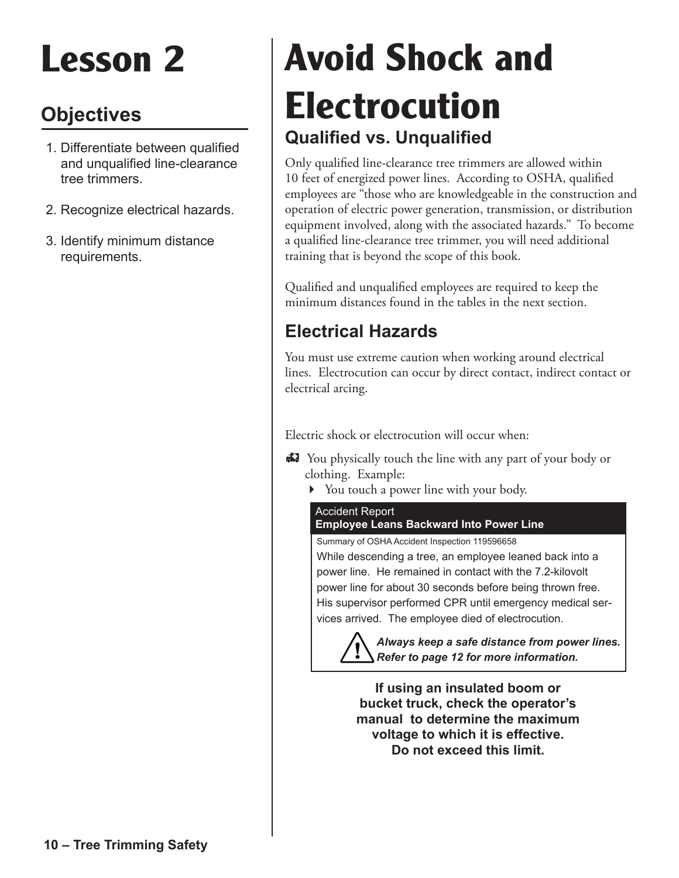# Lesson 2

## Objectives

1. Differentiate between qualified and unqualified line-clearance tree trimmers.
2. Recognize electrical hazards.
3. Identify minimum distance requirements.

# Avoid Shock and Electrocution

## Qualified vs. Unqualified

Only qualified line-clearance tree trimmers are allowed within 10 feet of energized power lines. According to OSHA, qualified employees are "those who are knowledgeable in the construction and operation of electric power generation, transmission, or distribution equipment involved, along with the associated hazards." To become a qualified line-clearance tree trimmer, you will need additional training that is beyond the scope of this book.

Qualified and unqualified employees are required to keep the minimum distances found in the tables in the next section.

## Electrical Hazards

You must use extreme caution when working around electrical lines. Electrocution can occur by direct contact, indirect contact or electrical arcing.

Electric shock or electrocution will occur when:

- You physically touch the line with any part of your body or clothing. Example:
  - You touch a power line with your body.

> Accident Report
> **Employee Leans Backward Into Power Line**
>
> Summary of OSHA Accident Inspection 119596658
>
> While descending a tree, an employee leaned back into a power line. He remained in contact with the 7.2-kilovolt power line for about 30 seconds before being thrown free. His supervisor performed CPR until emergency medical services arrived. The employee died of electrocution.
>
> ***Always keep a safe distance from power lines. Refer to page 12 for more information.***

**If using an insulated boom or bucket truck, check the operator's manual to determine the maximum voltage to which it is effective. Do not exceed this limit.**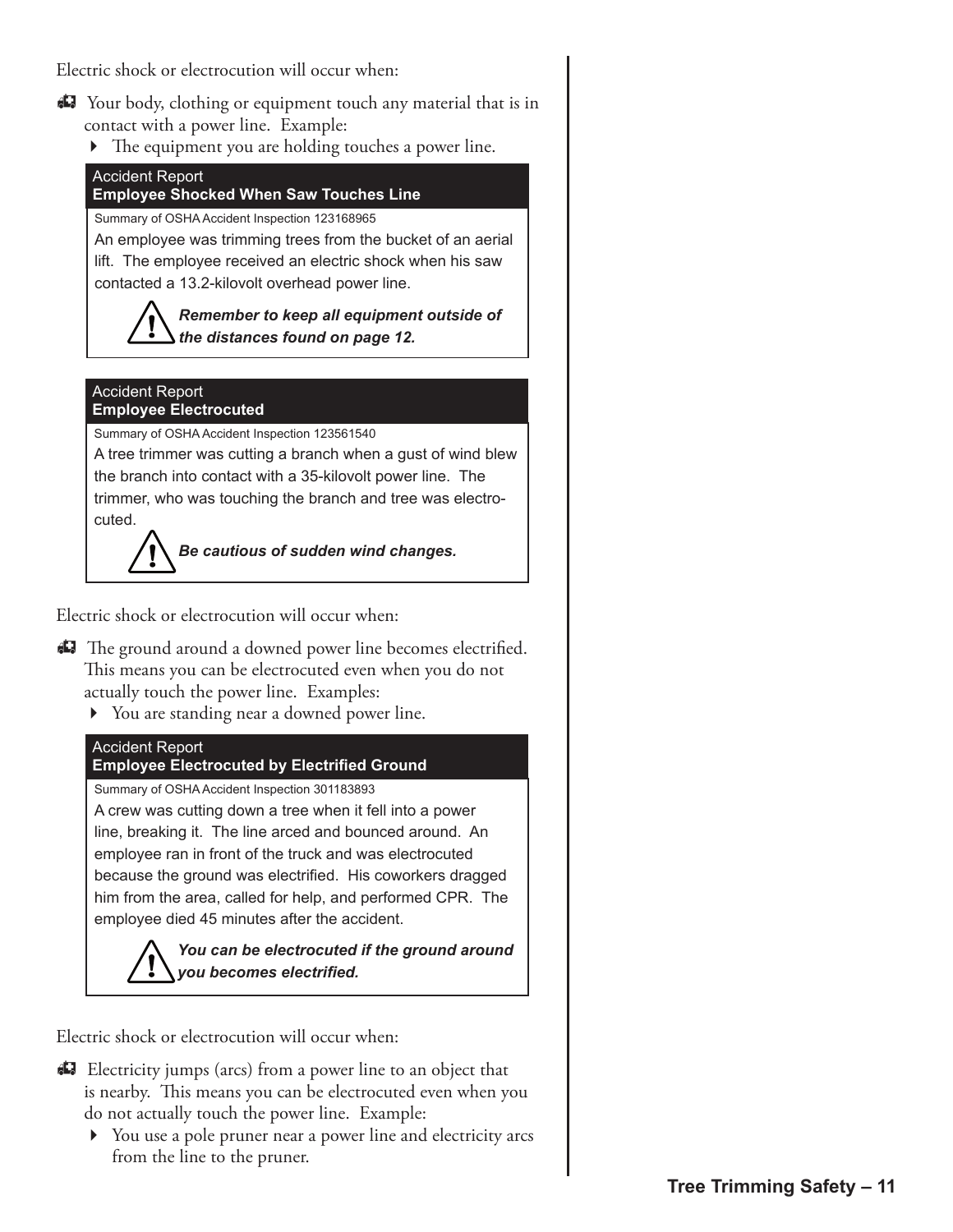Electric shock or electrocution will occur when:

- Your body, clothing or equipment touch any material that is in contact with a power line. Example:
  - The equipment you are holding touches a power line.

> Accident Report
> **Employee Shocked When Saw Touches Line**
>
> Summary of OSHA Accident Inspection 123168965
>
> An employee was trimming trees from the bucket of an aerial lift. The employee received an electric shock when his saw contacted a 13.2-kilovolt overhead power line.
>
> ***Remember to keep all equipment outside of the distances found on page 12.***

> Accident Report
> **Employee Electrocuted**
>
> Summary of OSHA Accident Inspection 123561540
>
> A tree trimmer was cutting a branch when a gust of wind blew the branch into contact with a 35-kilovolt power line. The trimmer, who was touching the branch and tree was electrocuted.
>
> ***Be cautious of sudden wind changes.***

Electric shock or electrocution will occur when:

- The ground around a downed power line becomes electrified. This means you can be electrocuted even when you do not actually touch the power line. Examples:
  - You are standing near a downed power line.

> Accident Report
> **Employee Electrocuted by Electrified Ground**
>
> Summary of OSHA Accident Inspection 301183893
>
> A crew was cutting down a tree when it fell into a power line, breaking it. The line arced and bounced around. An employee ran in front of the truck and was electrocuted because the ground was electrified. His coworkers dragged him from the area, called for help, and performed CPR. The employee died 45 minutes after the accident.
>
> ***You can be electrocuted if the ground around you becomes electrified.***

Electric shock or electrocution will occur when:

- Electricity jumps (arcs) from a power line to an object that is nearby. This means you can be electrocuted even when you do not actually touch the power line. Example:
  - You use a pole pruner near a power line and electricity arcs from the line to the pruner.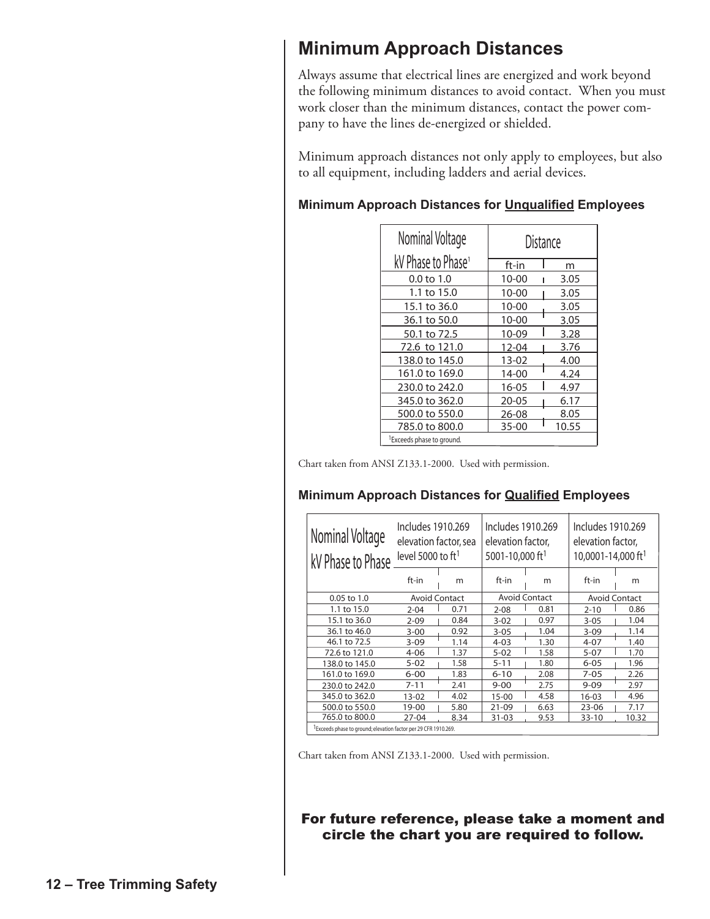## Minimum Approach Distances

Always assume that electrical lines are energized and work beyond the following minimum distances to avoid contact. When you must work closer than the minimum distances, contact the power company to have the lines de-energized or shielded.

Minimum approach distances not only apply to employees, but also to all equipment, including ladders and aerial devices.

### Minimum Approach Distances for Unqualified Employees

| Nominal Voltage kV Phase to Phase[1] | Distance | |
|---|---|---|
| | ft-in | m |
| 0.0 to 1.0 | 10-00 | 3.05 |
| 1.1 to 15.0 | 10-00 | 3.05 |
| 15.1 to 36.0 | 10-00 | 3.05 |
| 36.1 to 50.0 | 10-00 | 3.05 |
| 50.1 to 72.5 | 10-09 | 3.28 |
| 72.6 to 121.0 | 12-04 | 3.76 |
| 138.0 to 145.0 | 13-02 | 4.00 |
| 161.0 to 169.0 | 14-00 | 4.24 |
| 230.0 to 242.0 | 16-05 | 4.97 |
| 345.0 to 362.0 | 20-05 | 6.17 |
| 500.0 to 550.0 | 26-08 | 8.05 |
| 785.0 to 800.0 | 35-00 | 10.55 |

[1]Exceeds phase to ground.

Chart taken from ANSI Z133.1-2000. Used with permission.

### Minimum Approach Distances for Qualified Employees

| Nominal Voltage kV Phase to Phase | Includes 1910.269 elevation factor, sea level 5000 to ft[1] | | Includes 1910.269 elevation factor, 5001-10,000 ft[1] | | Includes 1910.269 elevation factor, 10,0001-14,000 ft[1] | |
|---|---|---|---|---|---|---|
| | ft-in | m | ft-in | m | ft-in | m |
| 0.05 to 1.0 | Avoid Contact | | Avoid Contact | | Avoid Contact | |
| 1.1 to 15.0 | 2-04 | 0.71 | 2-08 | 0.81 | 2-10 | 0.86 |
| 15.1 to 36.0 | 2-09 | 0.84 | 3-02 | 0.97 | 3-05 | 1.04 |
| 36.1 to 46.0 | 3-00 | 0.92 | 3-05 | 1.04 | 3-09 | 1.14 |
| 46.1 to 72.5 | 3-09 | 1.14 | 4-03 | 1.30 | 4-07 | 1.40 |
| 72.6 to 121.0 | 4-06 | 1.37 | 5-02 | 1.58 | 5-07 | 1.70 |
| 138.0 to 145.0 | 5-02 | 1.58 | 5-11 | 1.80 | 6-05 | 1.96 |
| 161.0 to 169.0 | 6-00 | 1.83 | 6-10 | 2.08 | 7-05 | 2.26 |
| 230.0 to 242.0 | 7-11 | 2.41 | 9-00 | 2.75 | 9-09 | 2.97 |
| 345.0 to 362.0 | 13-02 | 4.02 | 15-00 | 4.58 | 16-03 | 4.96 |
| 500.0 to 550.0 | 19-00 | 5.80 | 21-09 | 6.63 | 23-06 | 7.17 |
| 765.0 to 800.0 | 27-04 | 8.34 | 31-03 | 9.53 | 33-10 | 10.32 |

[1]Exceeds phase to ground; elevation factor per 29 CFR 1910.269.

Chart taken from ANSI Z133.1-2000. Used with permission.

**For future reference, please take a moment and circle the chart you are required to follow.**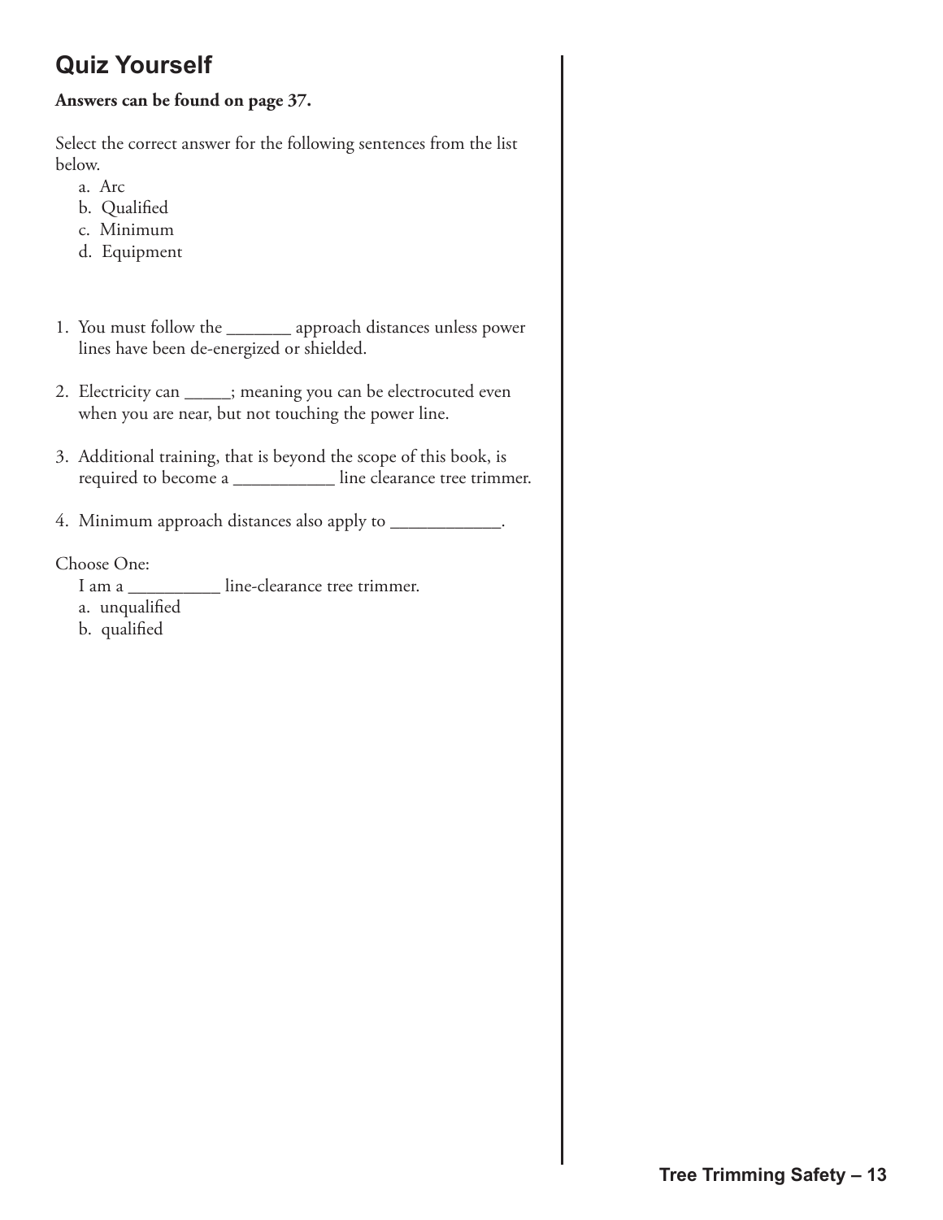## Quiz Yourself

**Answers can be found on page 37.**

Select the correct answer for the following sentences from the list below.

a. Arc
b. Qualified
c. Minimum
d. Equipment

1. You must follow the _______ approach distances unless power lines have been de-energized or shielded.
2. Electricity can _____; meaning you can be electrocuted even when you are near, but not touching the power line.
3. Additional training, that is beyond the scope of this book, is required to become a ___________ line clearance tree trimmer.
4. Minimum approach distances also apply to ____________.

Choose One:

I am a __________ line-clearance tree trimmer.

a. unqualified
b. qualified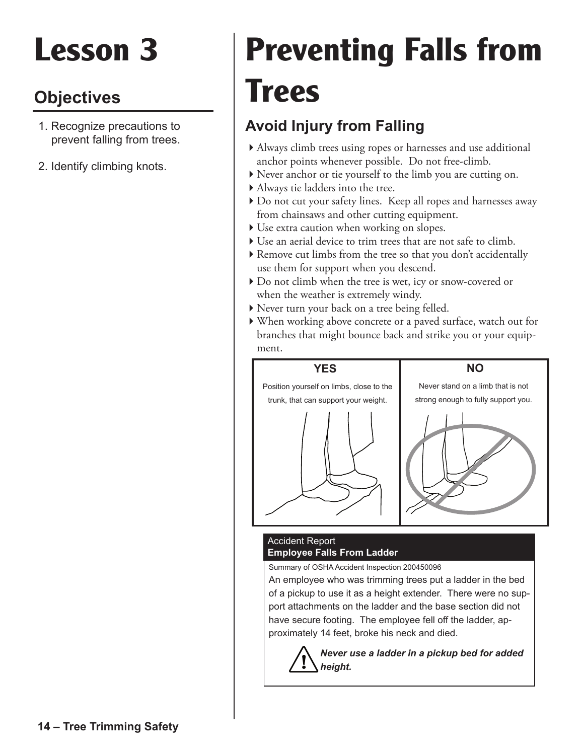# Lesson 3

## Objectives

1. Recognize precautions to prevent falling from trees.
2. Identify climbing knots.

# Preventing Falls from Trees

## Avoid Injury from Falling

- Always climb trees using ropes or harnesses and use additional anchor points whenever possible. Do not free-climb.
- Never anchor or tie yourself to the limb you are cutting on.
- Always tie ladders into the tree.
- Do not cut your safety lines. Keep all ropes and harnesses away from chainsaws and other cutting equipment.
- Use extra caution when working on slopes.
- Use an aerial device to trim trees that are not safe to climb.
- Remove cut limbs from the tree so that you don't accidentally use them for support when you descend.
- Do not climb when the tree is wet, icy or snow-covered or when the weather is extremely windy.
- Never turn your back on a tree being felled.
- When working above concrete or a paved surface, watch out for branches that might bounce back and strike you or your equipment.

| YES | NO |
| --- | --- |
| Position yourself on limbs, close to the trunk, that can support your weight. | Never stand on a limb that is not strong enough to fully support you. |

**Accident Report**
**Employee Falls From Ladder**

Summary of OSHA Accident Inspection 200450096

An employee who was trimming trees put a ladder in the bed of a pickup to use it as a height extender. There were no support attachments on the ladder and the base section did not have secure footing. The employee fell off the ladder, approximately 14 feet, broke his neck and died.

***Never use a ladder in a pickup bed for added height.***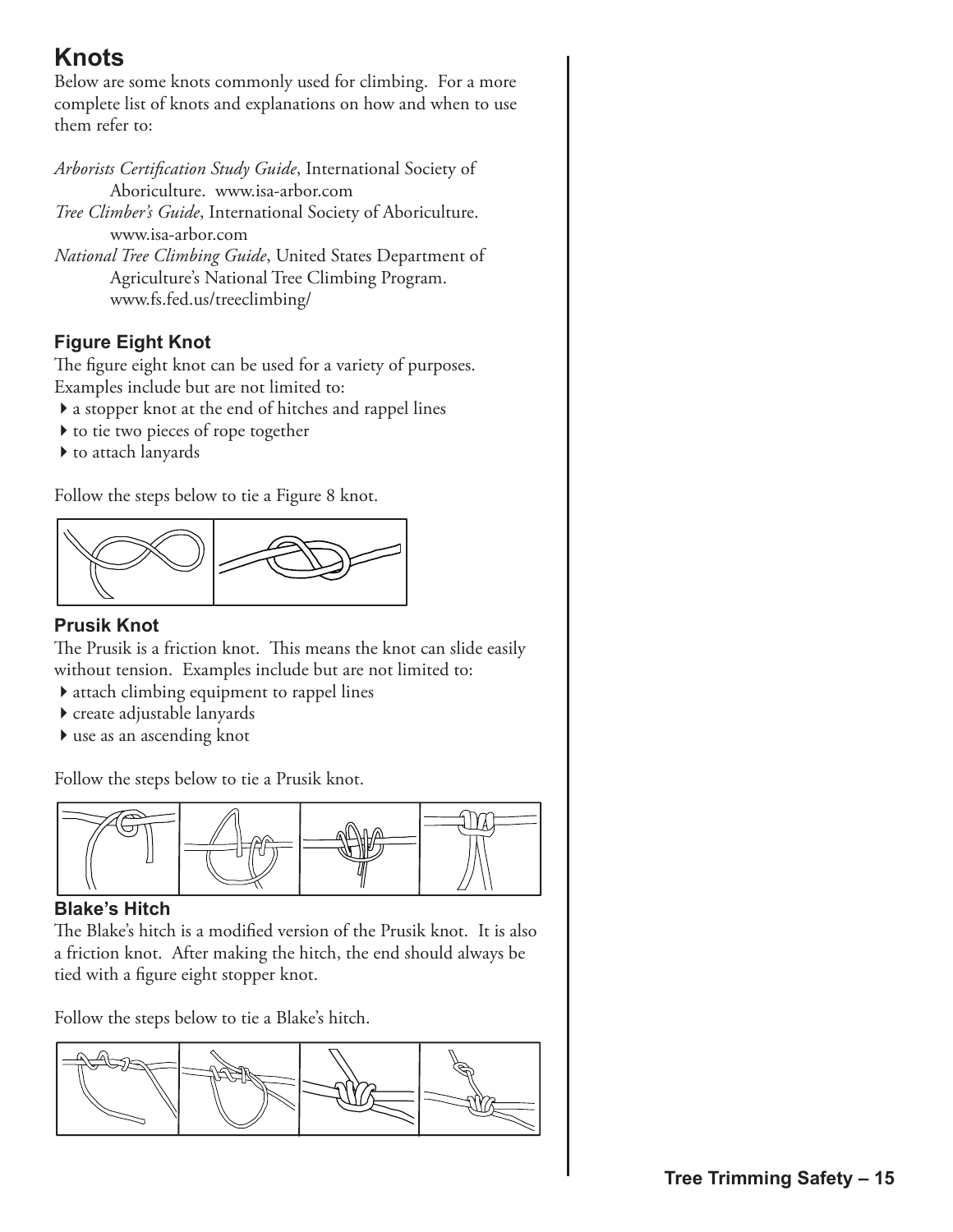# Knots

Below are some knots commonly used for climbing. For a more complete list of knots and explanations on how and when to use them refer to:

*Arborists Certification Study Guide*, International Society of Aboriculture. www.isa-arbor.com

*Tree Climber's Guide*, International Society of Aboriculture. www.isa-arbor.com

*National Tree Climbing Guide*, United States Department of Agriculture's National Tree Climbing Program. www.fs.fed.us/treeclimbing/

### Figure Eight Knot

The figure eight knot can be used for a variety of purposes. Examples include but are not limited to:

- a stopper knot at the end of hitches and rappel lines
- to tie two pieces of rope together
- to attach lanyards

Follow the steps below to tie a Figure 8 knot.

### Prusik Knot

The Prusik is a friction knot. This means the knot can slide easily without tension. Examples include but are not limited to:

- attach climbing equipment to rappel lines
- create adjustable lanyards
- use as an ascending knot

Follow the steps below to tie a Prusik knot.

### Blake's Hitch

The Blake's hitch is a modified version of the Prusik knot. It is also a friction knot. After making the hitch, the end should always be tied with a figure eight stopper knot.

Follow the steps below to tie a Blake's hitch.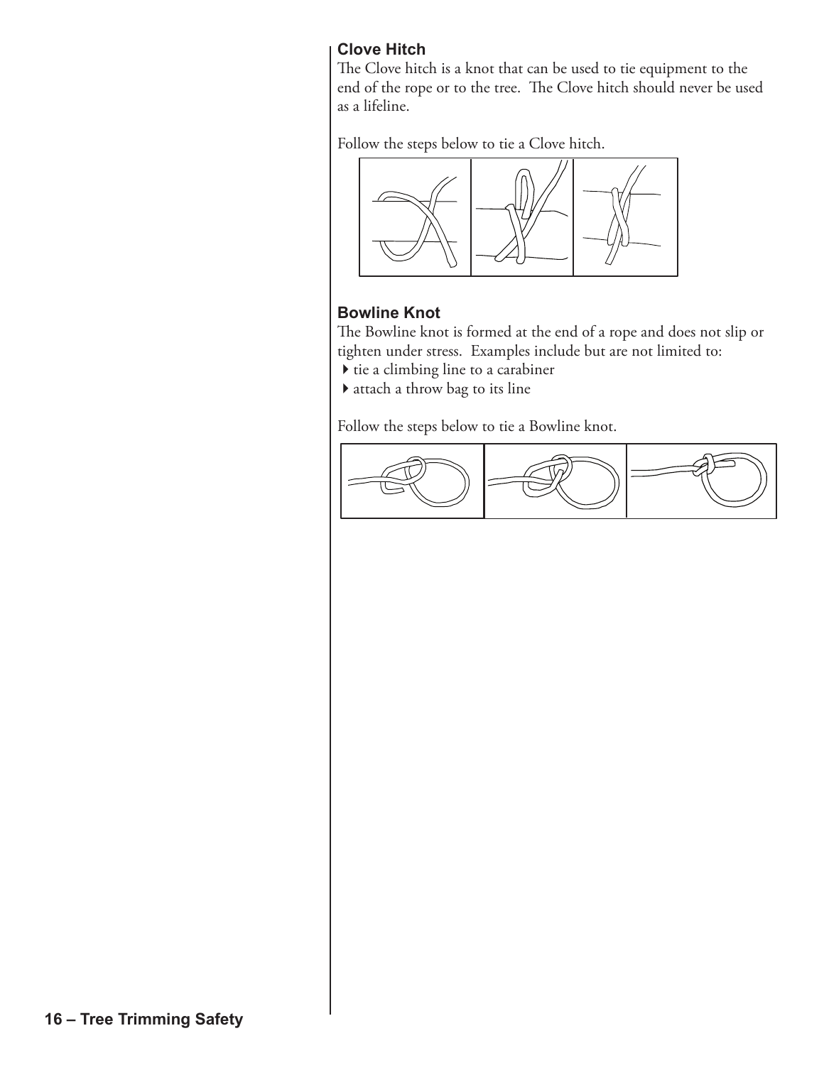### Clove Hitch

The Clove hitch is a knot that can be used to tie equipment to the end of the rope or to the tree. The Clove hitch should never be used as a lifeline.

Follow the steps below to tie a Clove hitch.

### Bowline Knot

The Bowline knot is formed at the end of a rope and does not slip or tighten under stress. Examples include but are not limited to:

- tie a climbing line to a carabiner
- attach a throw bag to its line

Follow the steps below to tie a Bowline knot.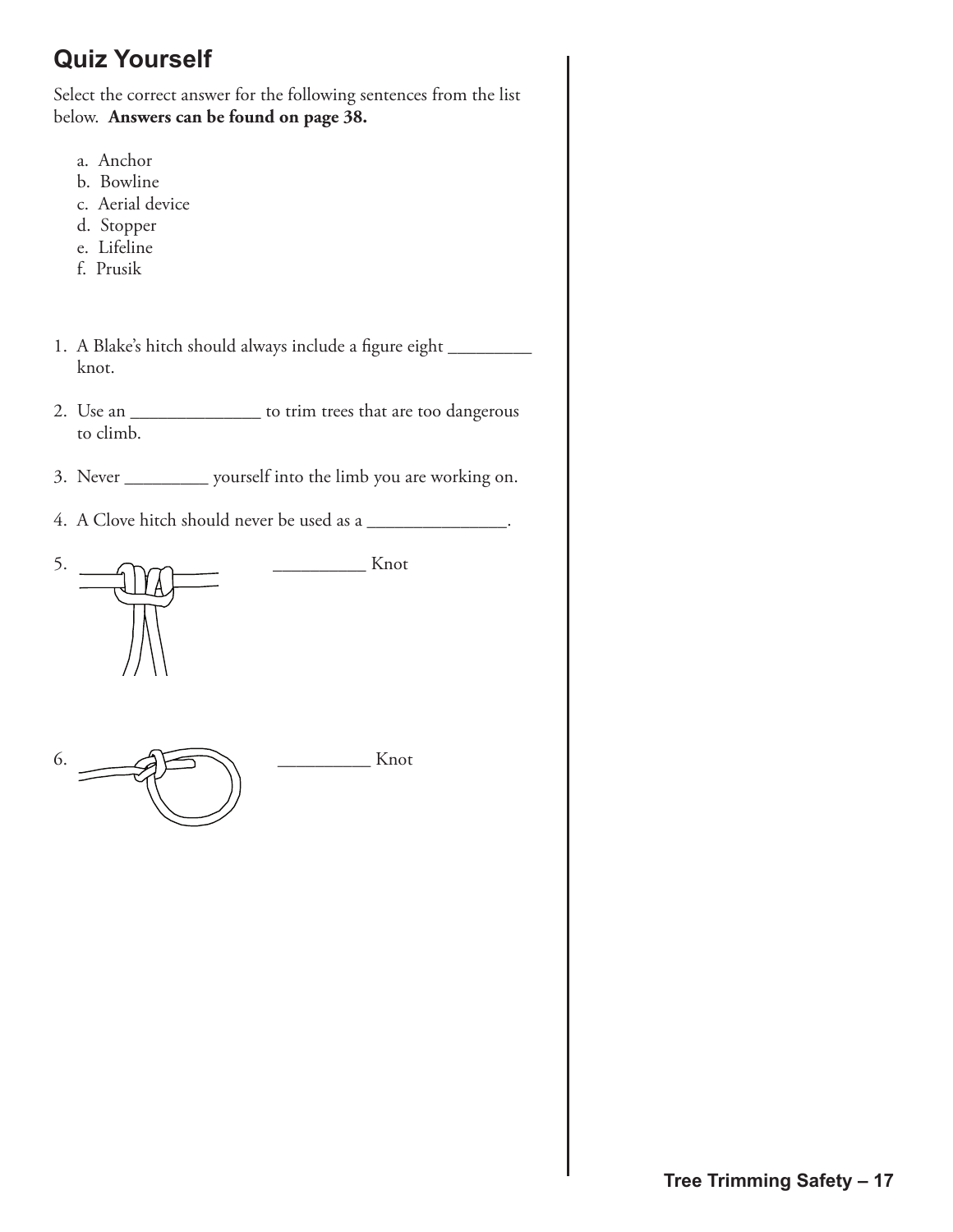## Quiz Yourself

Select the correct answer for the following sentences from the list below. **Answers can be found on page 38.**

a. Anchor
b. Bowline
c. Aerial device
d. Stopper
e. Lifeline
f. Prusik

1. A Blake's hitch should always include a figure eight _________ knot.
2. Use an ______________ to trim trees that are too dangerous to climb.
3. Never _________ yourself into the limb you are working on.
4. A Clove hitch should never be used as a _______________.
5. __________ Knot
6. __________ Knot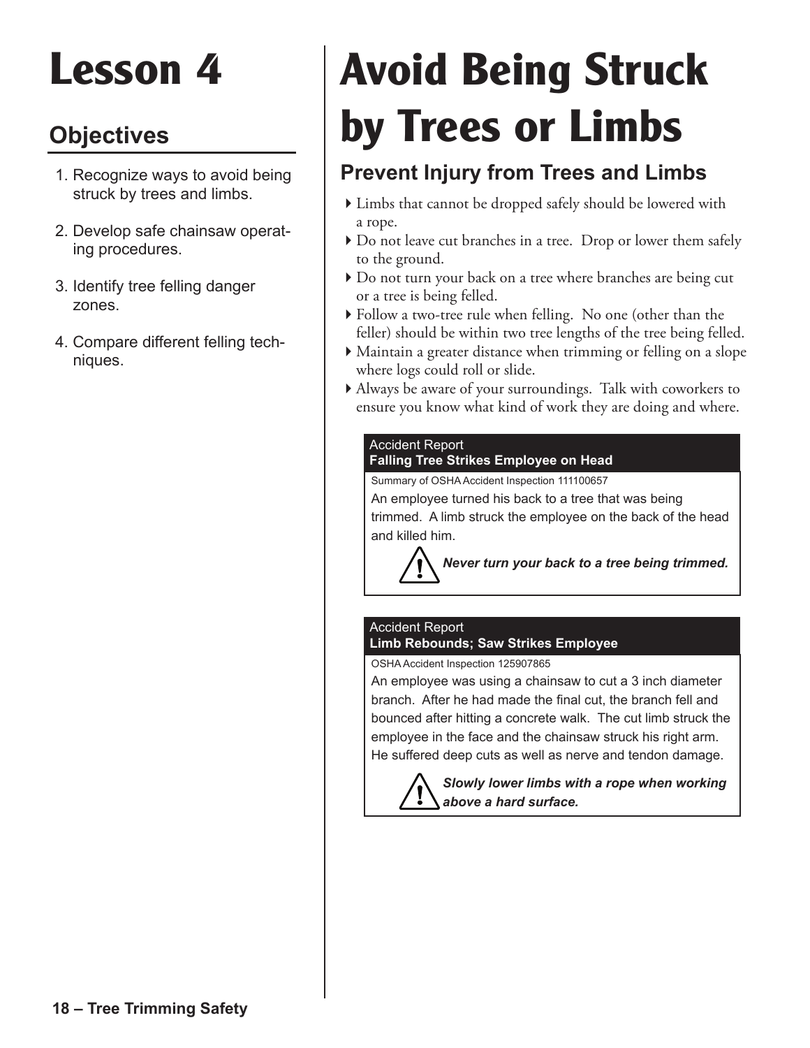# Lesson 4

## Objectives

1. Recognize ways to avoid being struck by trees and limbs.
2. Develop safe chainsaw operating procedures.
3. Identify tree felling danger zones.
4. Compare different felling techniques.

# Avoid Being Struck by Trees or Limbs

## Prevent Injury from Trees and Limbs

- Limbs that cannot be dropped safely should be lowered with a rope.
- Do not leave cut branches in a tree. Drop or lower them safely to the ground.
- Do not turn your back on a tree where branches are being cut or a tree is being felled.
- Follow a two-tree rule when felling. No one (other than the feller) should be within two tree lengths of the tree being felled.
- Maintain a greater distance when trimming or felling on a slope where logs could roll or slide.
- Always be aware of your surroundings. Talk with coworkers to ensure you know what kind of work they are doing and where.

---

Accident Report
**Falling Tree Strikes Employee on Head**

Summary of OSHA Accident Inspection 111100657

An employee turned his back to a tree that was being trimmed. A limb struck the employee on the back of the head and killed him.

***Never turn your back to a tree being trimmed.***

---

Accident Report
**Limb Rebounds; Saw Strikes Employee**

OSHA Accident Inspection 125907865

An employee was using a chainsaw to cut a 3 inch diameter branch. After he had made the final cut, the branch fell and bounced after hitting a concrete walk. The cut limb struck the employee in the face and the chainsaw struck his right arm. He suffered deep cuts as well as nerve and tendon damage.

***Slowly lower limbs with a rope when working above a hard surface.***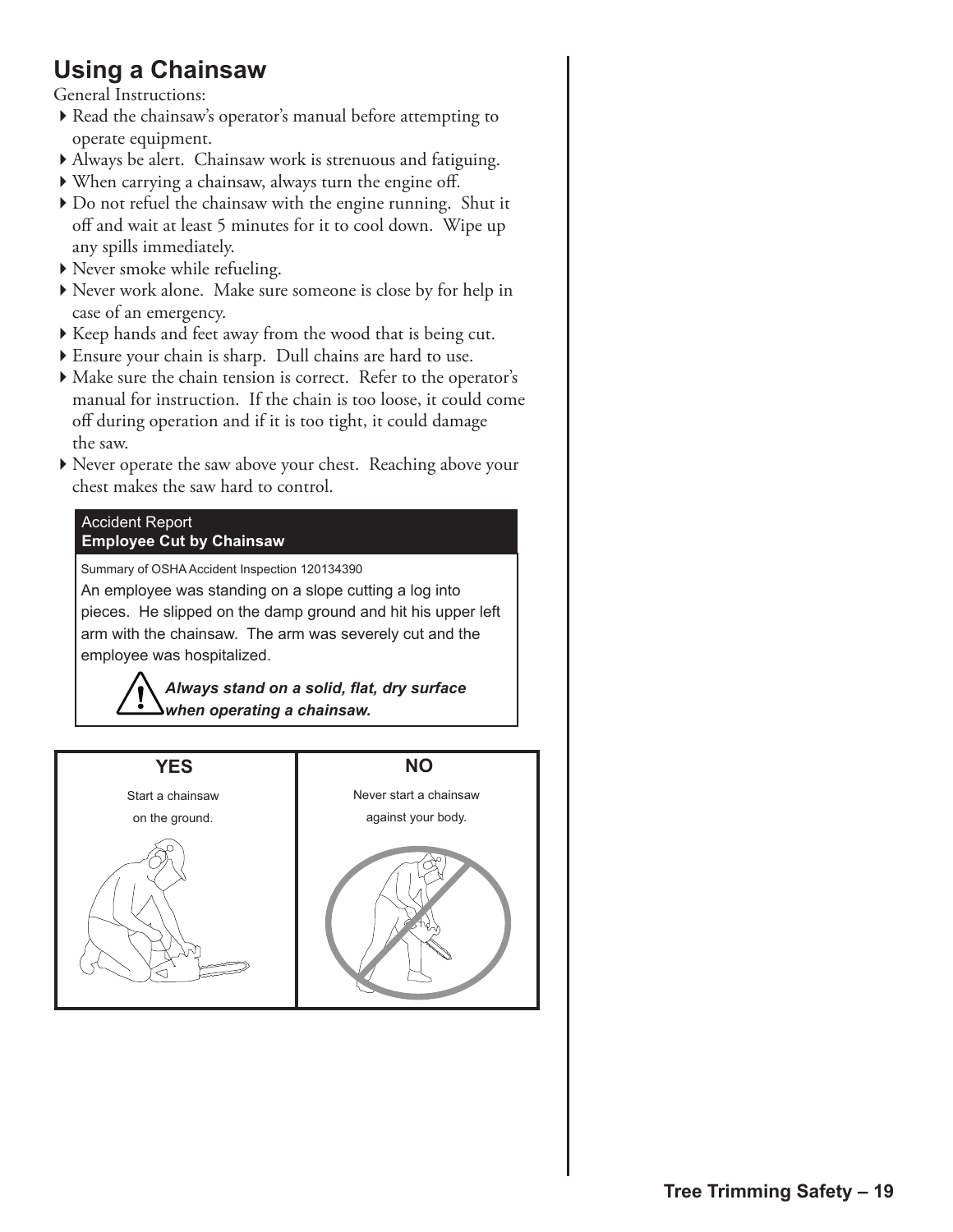## Using a Chainsaw

General Instructions:

- Read the chainsaw's operator's manual before attempting to operate equipment.
- Always be alert. Chainsaw work is strenuous and fatiguing.
- When carrying a chainsaw, always turn the engine off.
- Do not refuel the chainsaw with the engine running. Shut it off and wait at least 5 minutes for it to cool down. Wipe up any spills immediately.
- Never smoke while refueling.
- Never work alone. Make sure someone is close by for help in case of an emergency.
- Keep hands and feet away from the wood that is being cut.
- Ensure your chain is sharp. Dull chains are hard to use.
- Make sure the chain tension is correct. Refer to the operator's manual for instruction. If the chain is too loose, it could come off during operation and if it is too tight, it could damage the saw.
- Never operate the saw above your chest. Reaching above your chest makes the saw hard to control.

**Accident Report**
**Employee Cut by Chainsaw**

Summary of OSHA Accident Inspection 120134390

An employee was standing on a slope cutting a log into pieces. He slipped on the damp ground and hit his upper left arm with the chainsaw. The arm was severely cut and the employee was hospitalized.

***Always stand on a solid, flat, dry surface when operating a chainsaw.***

| YES | NO |
|---|---|
| Start a chainsaw on the ground. | Never start a chainsaw against your body. |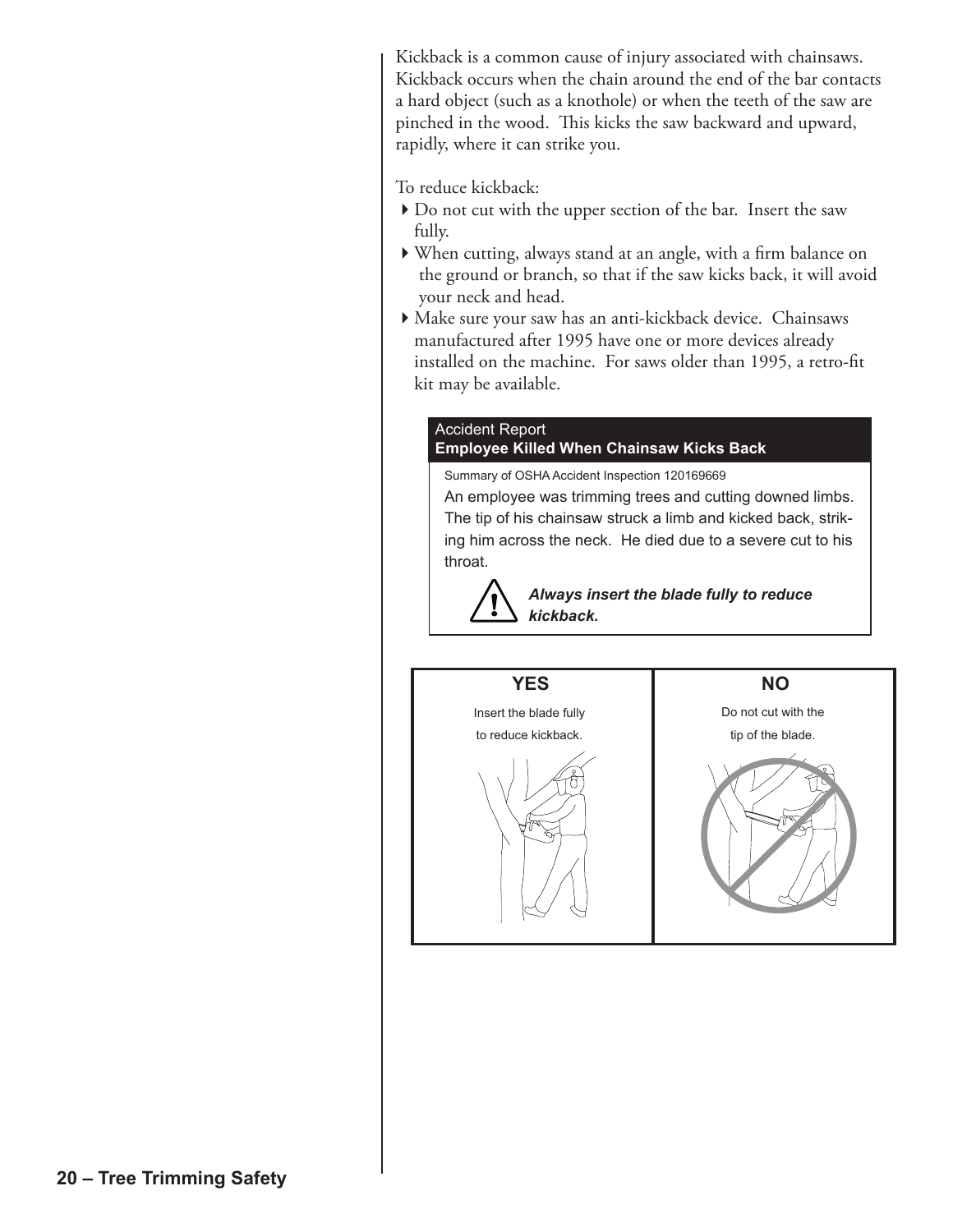Kickback is a common cause of injury associated with chainsaws. Kickback occurs when the chain around the end of the bar contacts a hard object (such as a knothole) or when the teeth of the saw are pinched in the wood. This kicks the saw backward and upward, rapidly, where it can strike you.

To reduce kickback:

- Do not cut with the upper section of the bar. Insert the saw fully.
- When cutting, always stand at an angle, with a firm balance on the ground or branch, so that if the saw kicks back, it will avoid your neck and head.
- Make sure your saw has an anti-kickback device. Chainsaws manufactured after 1995 have one or more devices already installed on the machine. For saws older than 1995, a retro-fit kit may be available.

**Accident Report**
**Employee Killed When Chainsaw Kicks Back**

Summary of OSHA Accident Inspection 120169669

An employee was trimming trees and cutting downed limbs. The tip of his chainsaw struck a limb and kicked back, striking him across the neck. He died due to a severe cut to his throat.

***Always insert the blade fully to reduce kickback.***

| YES | NO |
|---|---|
| Insert the blade fully to reduce kickback. | Do not cut with the tip of the blade. |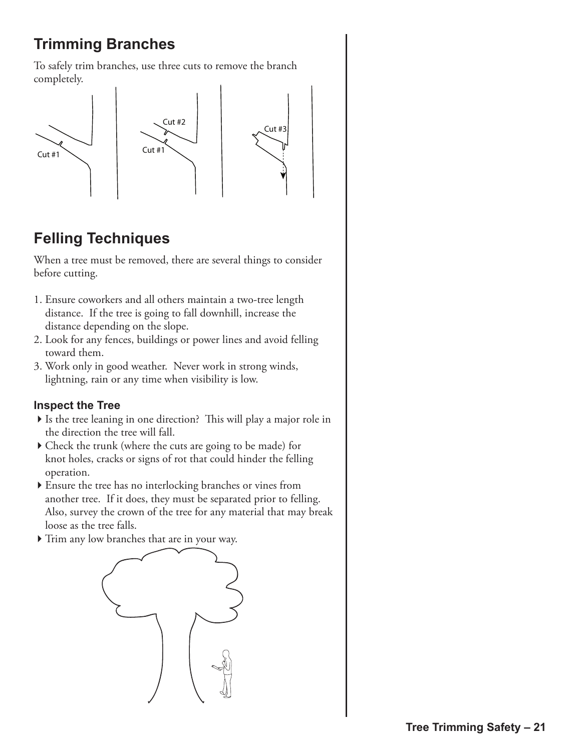## Trimming Branches

To safely trim branches, use three cuts to remove the branch completely.

Cut #1

Cut #2

Cut #1

Cut #3

## Felling Techniques

When a tree must be removed, there are several things to consider before cutting.

1. Ensure coworkers and all others maintain a two-tree length distance. If the tree is going to fall downhill, increase the distance depending on the slope.
2. Look for any fences, buildings or power lines and avoid felling toward them.
3. Work only in good weather. Never work in strong winds, lightning, rain or any time when visibility is low.

### Inspect the Tree

- Is the tree leaning in one direction? This will play a major role in the direction the tree will fall.
- Check the trunk (where the cuts are going to be made) for knot holes, cracks or signs of rot that could hinder the felling operation.
- Ensure the tree has no interlocking branches or vines from another tree. If it does, they must be separated prior to felling. Also, survey the crown of the tree for any material that may break loose as the tree falls.
- Trim any low branches that are in your way.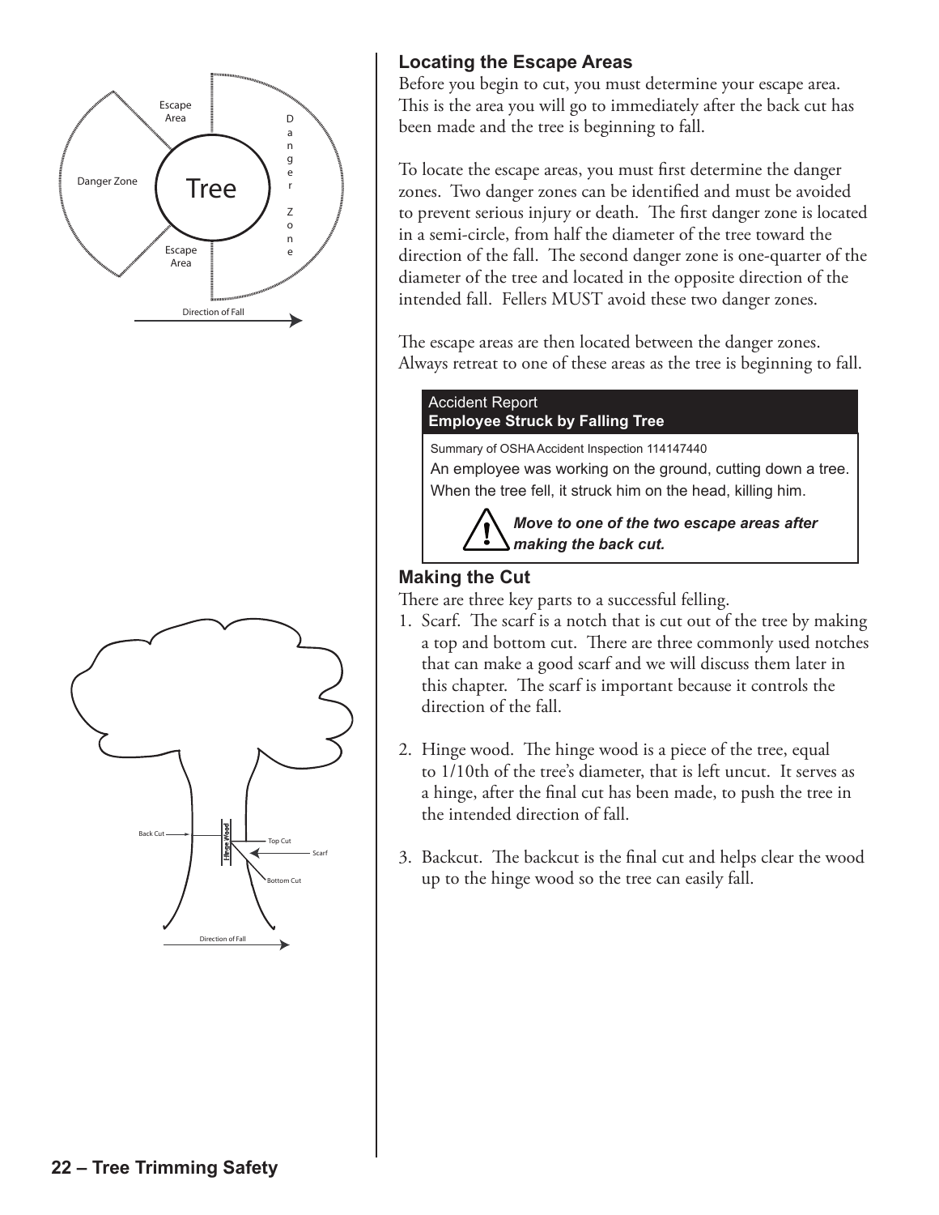## Locating the Escape Areas

Before you begin to cut, you must determine your escape area. This is the area you will go to immediately after the back cut has been made and the tree is beginning to fall.

To locate the escape areas, you must first determine the danger zones. Two danger zones can be identified and must be avoided to prevent serious injury or death. The first danger zone is located in a semi-circle, from half the diameter of the tree toward the direction of the fall. The second danger zone is one-quarter of the diameter of the tree and located in the opposite direction of the intended fall. Fellers MUST avoid these two danger zones.

The escape areas are then located between the danger zones. Always retreat to one of these areas as the tree is beginning to fall.

> Accident Report
> **Employee Struck by Falling Tree**
>
> Summary of OSHA Accident Inspection 114147440
>
> An employee was working on the ground, cutting down a tree. When the tree fell, it struck him on the head, killing him.
>
> ***Move to one of the two escape areas after making the back cut.***

## Making the Cut

There are three key parts to a successful felling.

1. Scarf. The scarf is a notch that is cut out of the tree by making a top and bottom cut. There are three commonly used notches that can make a good scarf and we will discuss them later in this chapter. The scarf is important because it controls the direction of the fall.

2. Hinge wood. The hinge wood is a piece of the tree, equal to 1/10th of the tree's diameter, that is left uncut. It serves as a hinge, after the final cut has been made, to push the tree in the intended direction of fall.

3. Backcut. The backcut is the final cut and helps clear the wood up to the hinge wood so the tree can easily fall.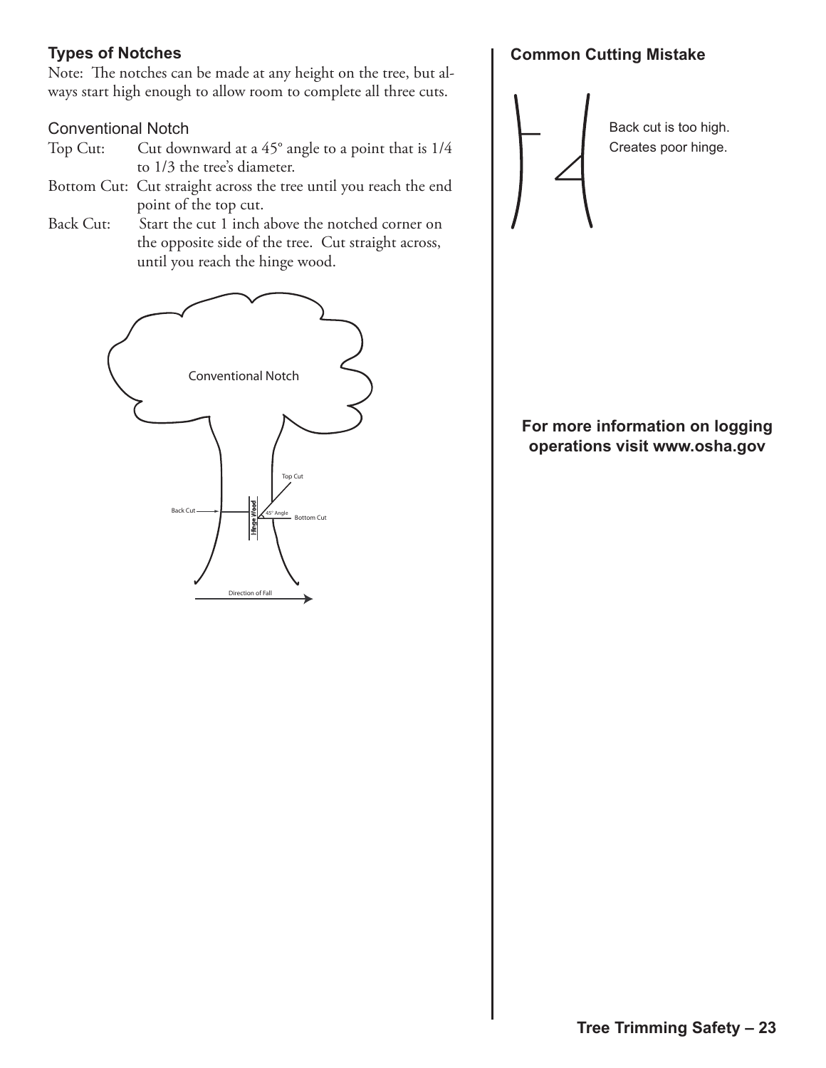### Types of Notches

Note: The notches can be made at any height on the tree, but always start high enough to allow room to complete all three cuts.

#### Conventional Notch

Top Cut: Cut downward at a 45° angle to a point that is 1/4 to 1/3 the tree's diameter.

Bottom Cut: Cut straight across the tree until you reach the end point of the top cut.

Back Cut: Start the cut 1 inch above the notched corner on the opposite side of the tree. Cut straight across, until you reach the hinge wood.

Conventional Notch

Top Cut

Back Cut

Hinge Wood

45° Angle

Bottom Cut

Direction of Fall

### Common Cutting Mistake

Back cut is too high.
Creates poor hinge.

**For more information on logging operations visit www.osha.gov**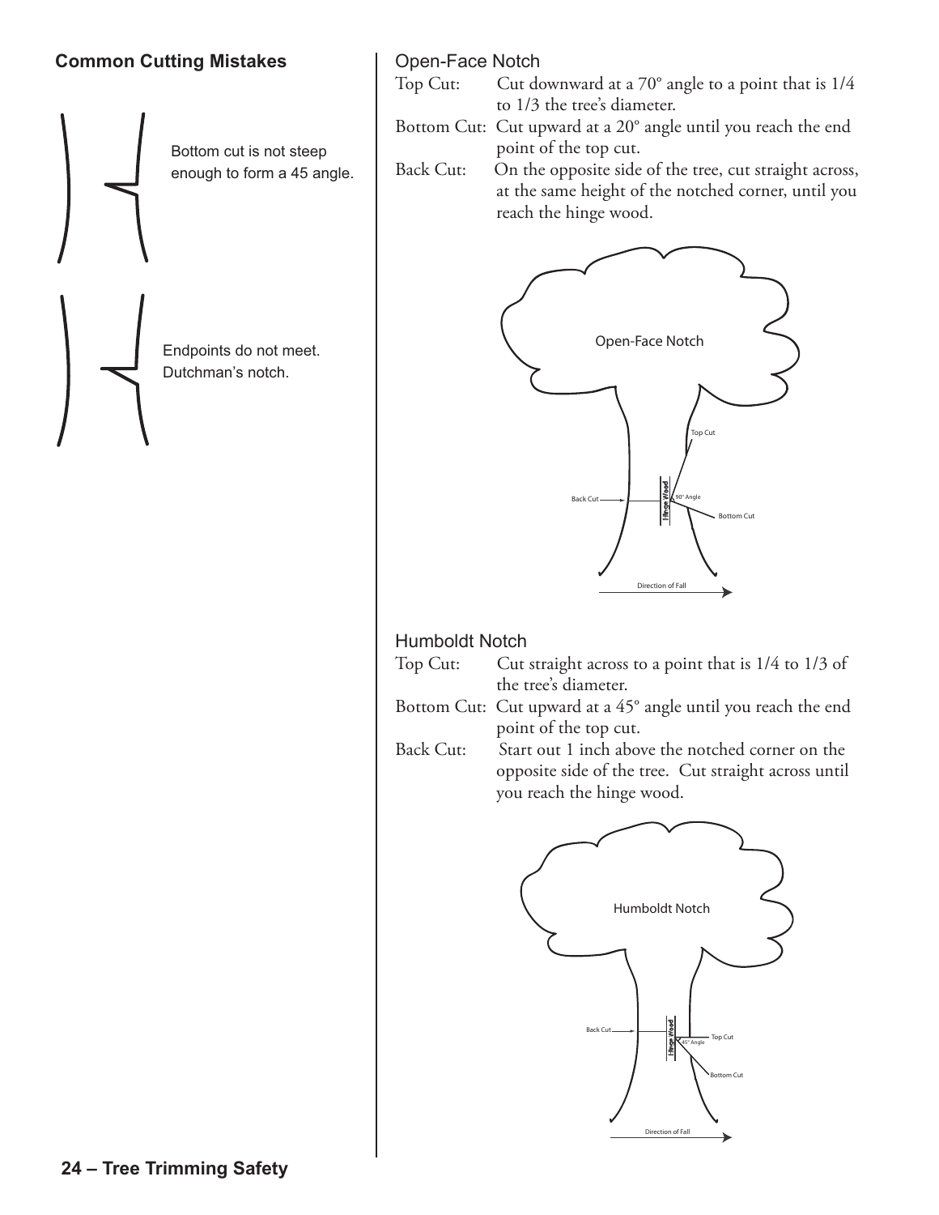## Common Cutting Mistakes

Bottom cut is not steep enough to form a 45 angle.

Endpoints do not meet. Dutchman's notch.

### Open-Face Notch

Top Cut: Cut downward at a 70° angle to a point that is 1/4 to 1/3 the tree's diameter.

Bottom Cut: Cut upward at a 20° angle until you reach the end point of the top cut.

Back Cut: On the opposite side of the tree, cut straight across, at the same height of the notched corner, until you reach the hinge wood.

Open-Face Notch

Top Cut

Back Cut

Hinge Wood

90° Angle

Bottom Cut

Direction of Fall

### Humboldt Notch

Top Cut: Cut straight across to a point that is 1/4 to 1/3 of the tree's diameter.

Bottom Cut: Cut upward at a 45° angle until you reach the end point of the top cut.

Back Cut: Start out 1 inch above the notched corner on the opposite side of the tree. Cut straight across until you reach the hinge wood.

Humboldt Notch

Back Cut

Hinge Wood

Top Cut

45° Angle

Bottom Cut

Direction of Fall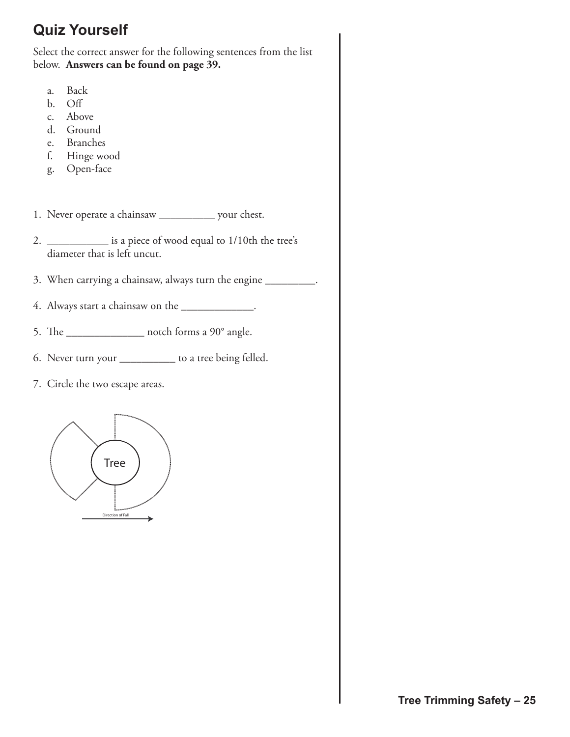## Quiz Yourself

Select the correct answer for the following sentences from the list below. **Answers can be found on page 39.**

a. Back
b. Off
c. Above
d. Ground
e. Branches
f. Hinge wood
g. Open-face

1. Never operate a chainsaw __________ your chest.
2. ___________ is a piece of wood equal to 1/10th the tree's diameter that is left uncut.
3. When carrying a chainsaw, always turn the engine _________.
4. Always start a chainsaw on the _____________.
5. The ______________ notch forms a 90° angle.
6. Never turn your __________ to a tree being felled.
7. Circle the two escape areas.

Tree

Direction of Fall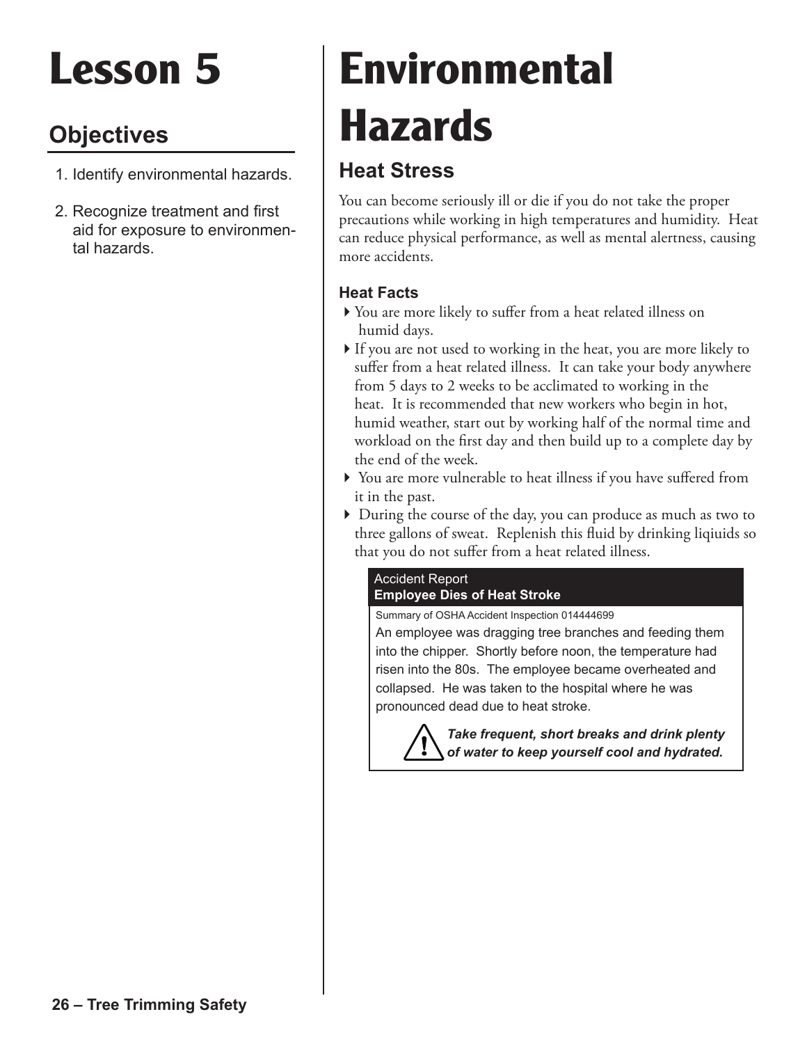# Lesson 5

## Objectives

1. Identify environmental hazards.
2. Recognize treatment and first aid for exposure to environmental hazards.

# Environmental Hazards

## Heat Stress

You can become seriously ill or die if you do not take the proper precautions while working in high temperatures and humidity. Heat can reduce physical performance, as well as mental alertness, causing more accidents.

### Heat Facts

- You are more likely to suffer from a heat related illness on humid days.
- If you are not used to working in the heat, you are more likely to suffer from a heat related illness. It can take your body anywhere from 5 days to 2 weeks to be acclimated to working in the heat. It is recommended that new workers who begin in hot, humid weather, start out by working half of the normal time and workload on the first day and then build up to a complete day by the end of the week.
- You are more vulnerable to heat illness if you have suffered from it in the past.
- During the course of the day, you can produce as much as two to three gallons of sweat. Replenish this fluid by drinking liqiuids so that you do not suffer from a heat related illness.

> Accident Report
> **Employee Dies of Heat Stroke**
>
> Summary of OSHA Accident Inspection 014444699
>
> An employee was dragging tree branches and feeding them into the chipper. Shortly before noon, the temperature had risen into the 80s. The employee became overheated and collapsed. He was taken to the hospital where he was pronounced dead due to heat stroke.
>
> ***Take frequent, short breaks and drink plenty of water to keep yourself cool and hydrated.***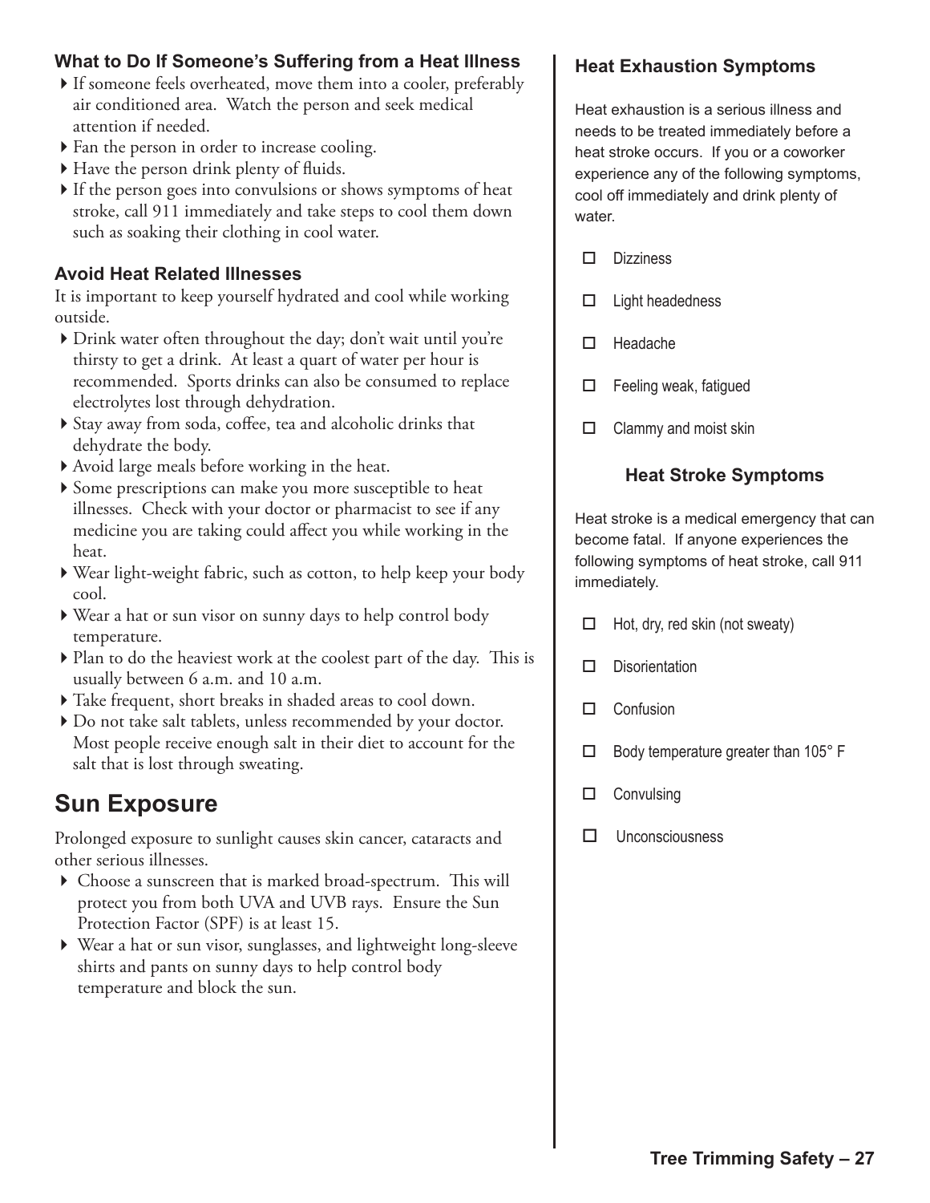### What to Do If Someone's Suffering from a Heat Illness

- If someone feels overheated, move them into a cooler, preferably air conditioned area. Watch the person and seek medical attention if needed.
- Fan the person in order to increase cooling.
- Have the person drink plenty of fluids.
- If the person goes into convulsions or shows symptoms of heat stroke, call 911 immediately and take steps to cool them down such as soaking their clothing in cool water.

### Avoid Heat Related Illnesses

It is important to keep yourself hydrated and cool while working outside.

- Drink water often throughout the day; don't wait until you're thirsty to get a drink. At least a quart of water per hour is recommended. Sports drinks can also be consumed to replace electrolytes lost through dehydration.
- Stay away from soda, coffee, tea and alcoholic drinks that dehydrate the body.
- Avoid large meals before working in the heat.
- Some prescriptions can make you more susceptible to heat illnesses. Check with your doctor or pharmacist to see if any medicine you are taking could affect you while working in the heat.
- Wear light-weight fabric, such as cotton, to help keep your body cool.
- Wear a hat or sun visor on sunny days to help control body temperature.
- Plan to do the heaviest work at the coolest part of the day. This is usually between 6 a.m. and 10 a.m.
- Take frequent, short breaks in shaded areas to cool down.
- Do not take salt tablets, unless recommended by your doctor. Most people receive enough salt in their diet to account for the salt that is lost through sweating.

## Sun Exposure

Prolonged exposure to sunlight causes skin cancer, cataracts and other serious illnesses.

- Choose a sunscreen that is marked broad-spectrum. This will protect you from both UVA and UVB rays. Ensure the Sun Protection Factor (SPF) is at least 15.
- Wear a hat or sun visor, sunglasses, and lightweight long-sleeve shirts and pants on sunny days to help control body temperature and block the sun.

### Heat Exhaustion Symptoms

Heat exhaustion is a serious illness and needs to be treated immediately before a heat stroke occurs. If you or a coworker experience any of the following symptoms, cool off immediately and drink plenty of water.

- ☐ Dizziness
- ☐ Light headedness
- ☐ Headache
- ☐ Feeling weak, fatigued
- ☐ Clammy and moist skin

### Heat Stroke Symptoms

Heat stroke is a medical emergency that can become fatal. If anyone experiences the following symptoms of heat stroke, call 911 immediately.

- ☐ Hot, dry, red skin (not sweaty)
- ☐ Disorientation
- ☐ Confusion
- ☐ Body temperature greater than 105° F
- ☐ Convulsing
- ☐ Unconsciousness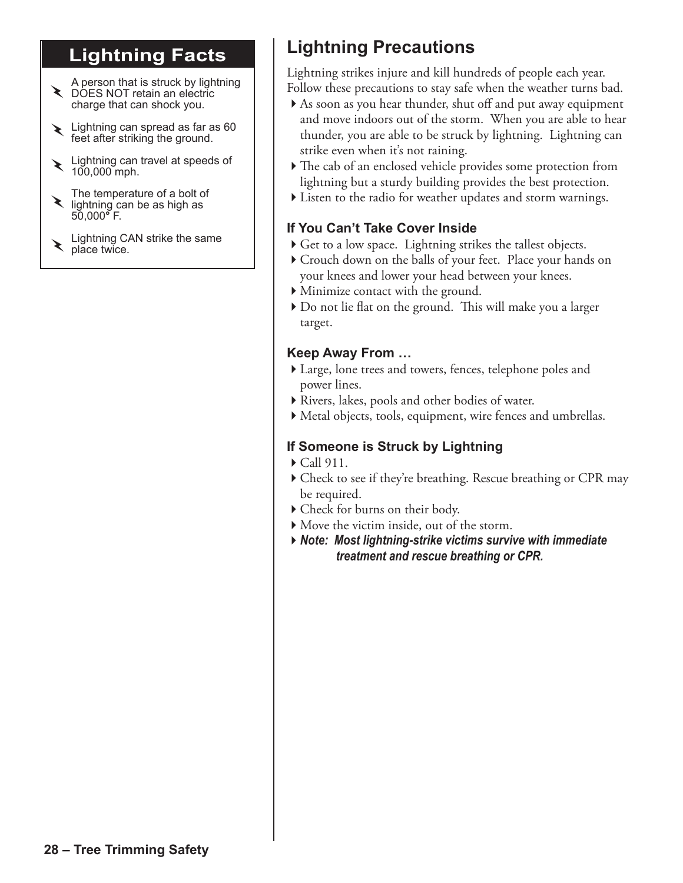## Lightning Facts

- A person that is struck by lightning DOES NOT retain an electric charge that can shock you.
- Lightning can spread as far as 60 feet after striking the ground.
- Lightning can travel at speeds of 100,000 mph.
- The temperature of a bolt of lightning can be as high as 50,000° F.
- Lightning CAN strike the same place twice.

## Lightning Precautions

Lightning strikes injure and kill hundreds of people each year. Follow these precautions to stay safe when the weather turns bad.

- As soon as you hear thunder, shut off and put away equipment and move indoors out of the storm. When you are able to hear thunder, you are able to be struck by lightning. Lightning can strike even when it's not raining.
- The cab of an enclosed vehicle provides some protection from lightning but a sturdy building provides the best protection.
- Listen to the radio for weather updates and storm warnings.

### If You Can't Take Cover Inside

- Get to a low space. Lightning strikes the tallest objects.
- Crouch down on the balls of your feet. Place your hands on your knees and lower your head between your knees.
- Minimize contact with the ground.
- Do not lie flat on the ground. This will make you a larger target.

### Keep Away From …

- Large, lone trees and towers, fences, telephone poles and power lines.
- Rivers, lakes, pools and other bodies of water.
- Metal objects, tools, equipment, wire fences and umbrellas.

### If Someone is Struck by Lightning

- Call 911.
- Check to see if they're breathing. Rescue breathing or CPR may be required.
- Check for burns on their body.
- Move the victim inside, out of the storm.
- ***Note: Most lightning-strike victims survive with immediate treatment and rescue breathing or CPR.***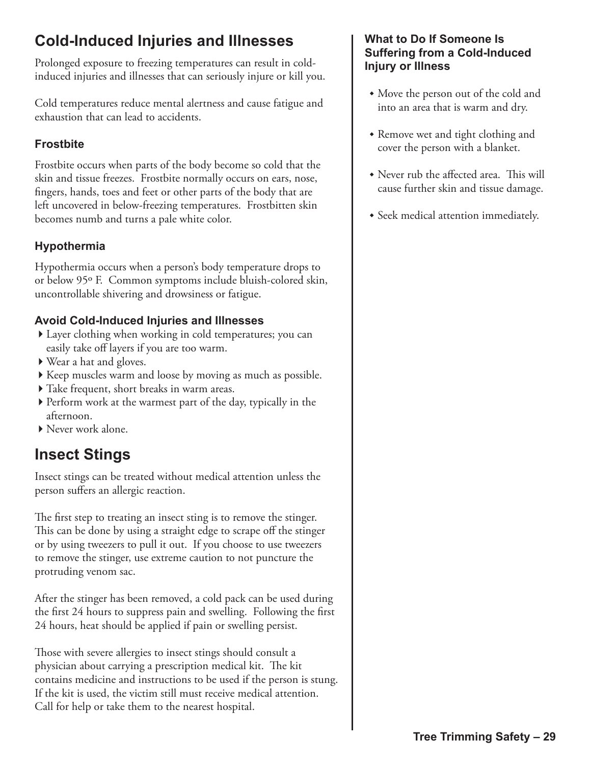## Cold-Induced Injuries and Illnesses

Prolonged exposure to freezing temperatures can result in cold-induced injuries and illnesses that can seriously injure or kill you.

Cold temperatures reduce mental alertness and cause fatigue and exhaustion that can lead to accidents.

### Frostbite

Frostbite occurs when parts of the body become so cold that the skin and tissue freezes. Frostbite normally occurs on ears, nose, fingers, hands, toes and feet or other parts of the body that are left uncovered in below-freezing temperatures. Frostbitten skin becomes numb and turns a pale white color.

### Hypothermia

Hypothermia occurs when a person's body temperature drops to or below 95º F. Common symptoms include bluish-colored skin, uncontrollable shivering and drowsiness or fatigue.

### Avoid Cold-Induced Injuries and Illnesses

- Layer clothing when working in cold temperatures; you can easily take off layers if you are too warm.
- Wear a hat and gloves.
- Keep muscles warm and loose by moving as much as possible.
- Take frequent, short breaks in warm areas.
- Perform work at the warmest part of the day, typically in the afternoon.
- Never work alone.

## Insect Stings

Insect stings can be treated without medical attention unless the person suffers an allergic reaction.

The first step to treating an insect sting is to remove the stinger. This can be done by using a straight edge to scrape off the stinger or by using tweezers to pull it out. If you choose to use tweezers to remove the stinger, use extreme caution to not puncture the protruding venom sac.

After the stinger has been removed, a cold pack can be used during the first 24 hours to suppress pain and swelling. Following the first 24 hours, heat should be applied if pain or swelling persist.

Those with severe allergies to insect stings should consult a physician about carrying a prescription medical kit. The kit contains medicine and instructions to be used if the person is stung. If the kit is used, the victim still must receive medical attention. Call for help or take them to the nearest hospital.

### What to Do If Someone Is Suffering from a Cold-Induced Injury or Illness

- Move the person out of the cold and into an area that is warm and dry.
- Remove wet and tight clothing and cover the person with a blanket.
- Never rub the affected area. This will cause further skin and tissue damage.
- Seek medical attention immediately.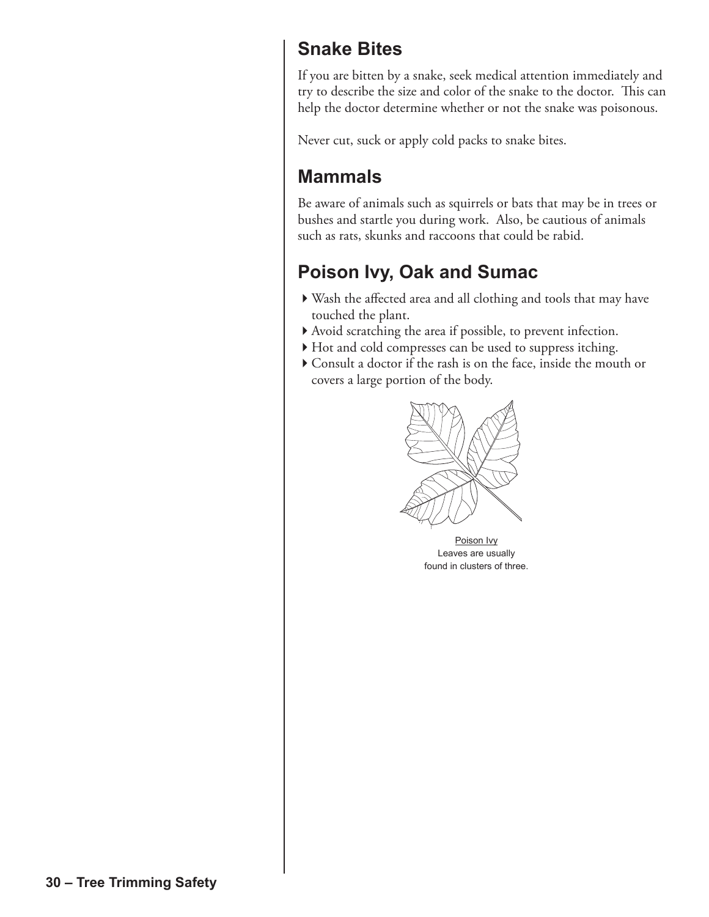## Snake Bites

If you are bitten by a snake, seek medical attention immediately and try to describe the size and color of the snake to the doctor. This can help the doctor determine whether or not the snake was poisonous.

Never cut, suck or apply cold packs to snake bites.

## Mammals

Be aware of animals such as squirrels or bats that may be in trees or bushes and startle you during work. Also, be cautious of animals such as rats, skunks and raccoons that could be rabid.

## Poison Ivy, Oak and Sumac

- Wash the affected area and all clothing and tools that may have touched the plant.
- Avoid scratching the area if possible, to prevent infection.
- Hot and cold compresses can be used to suppress itching.
- Consult a doctor if the rash is on the face, inside the mouth or covers a large portion of the body.

Poison Ivy
Leaves are usually found in clusters of three.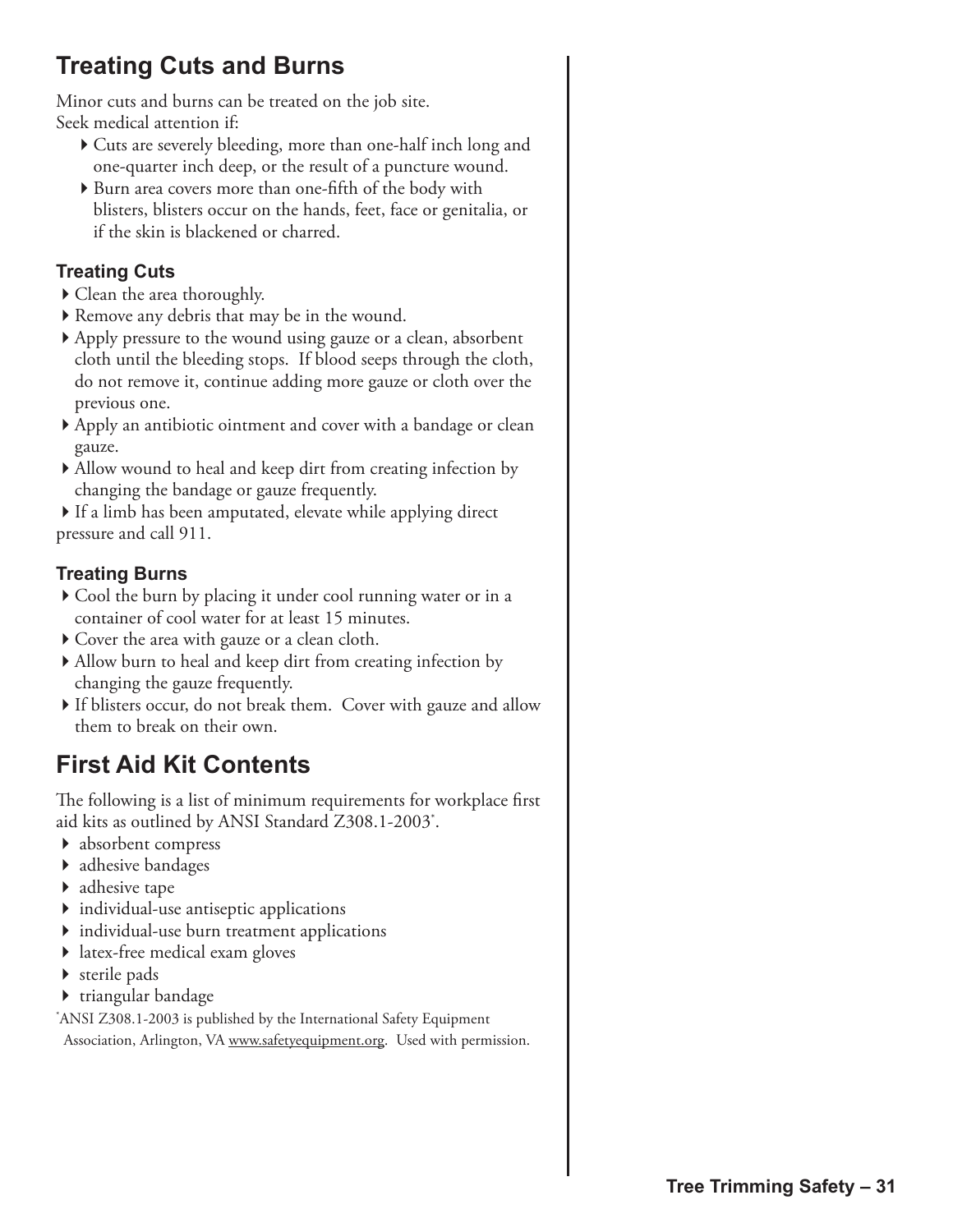## Treating Cuts and Burns

Minor cuts and burns can be treated on the job site.
Seek medical attention if:

- Cuts are severely bleeding, more than one-half inch long and one-quarter inch deep, or the result of a puncture wound.
- Burn area covers more than one-fifth of the body with blisters, blisters occur on the hands, feet, face or genitalia, or if the skin is blackened or charred.

### Treating Cuts

- Clean the area thoroughly.
- Remove any debris that may be in the wound.
- Apply pressure to the wound using gauze or a clean, absorbent cloth until the bleeding stops. If blood seeps through the cloth, do not remove it, continue adding more gauze or cloth over the previous one.
- Apply an antibiotic ointment and cover with a bandage or clean gauze.
- Allow wound to heal and keep dirt from creating infection by changing the bandage or gauze frequently.
- If a limb has been amputated, elevate while applying direct pressure and call 911.

### Treating Burns

- Cool the burn by placing it under cool running water or in a container of cool water for at least 15 minutes.
- Cover the area with gauze or a clean cloth.
- Allow burn to heal and keep dirt from creating infection by changing the gauze frequently.
- If blisters occur, do not break them. Cover with gauze and allow them to break on their own.

## First Aid Kit Contents

The following is a list of minimum requirements for workplace first aid kits as outlined by ANSI Standard Z308.1-2003*.

- absorbent compress
- adhesive bandages
- adhesive tape
- individual-use antiseptic applications
- individual-use burn treatment applications
- latex-free medical exam gloves
- sterile pads
- triangular bandage

*ANSI Z308.1-2003 is published by the International Safety Equipment Association, Arlington, VA www.safetyequipment.org. Used with permission.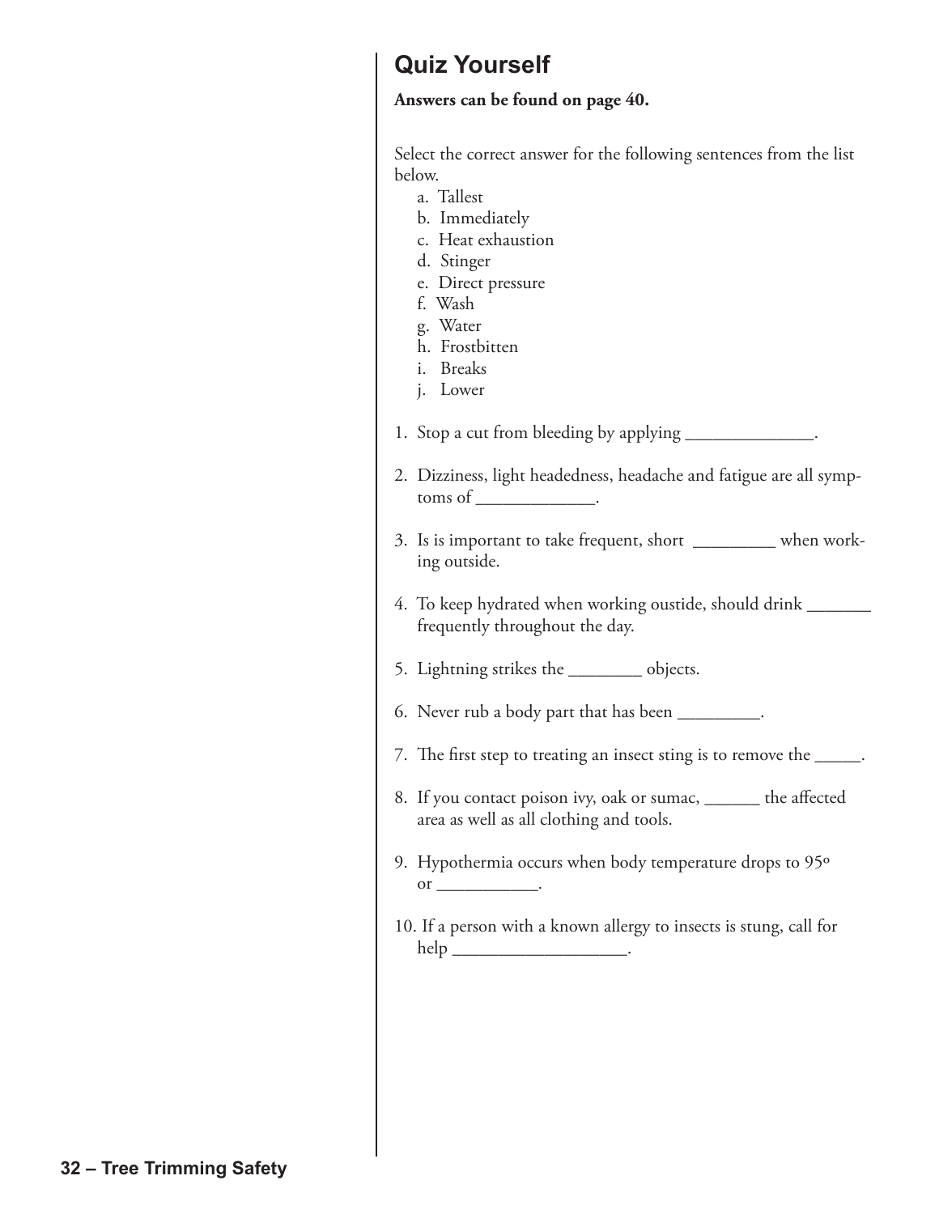## Quiz Yourself

**Answers can be found on page 40.**

Select the correct answer for the following sentences from the list below.

a. Tallest
b. Immediately
c. Heat exhaustion
d. Stinger
e. Direct pressure
f. Wash
g. Water
h. Frostbitten
i. Breaks
j. Lower

1. Stop a cut from bleeding by applying ______________.

2. Dizziness, light headedness, headache and fatigue are all symptoms of _____________.

3. Is is important to take frequent, short _________ when working outside.

4. To keep hydrated when working oustide, should drink _______ frequently throughout the day.

5. Lightning strikes the ________ objects.

6. Never rub a body part that has been _________.

7. The first step to treating an insect sting is to remove the _____.

8. If you contact poison ivy, oak or sumac, ______ the affected area as well as all clothing and tools.

9. Hypothermia occurs when body temperature drops to 95º or ___________.

10. If a person with a known allergy to insects is stung, call for help ___________________.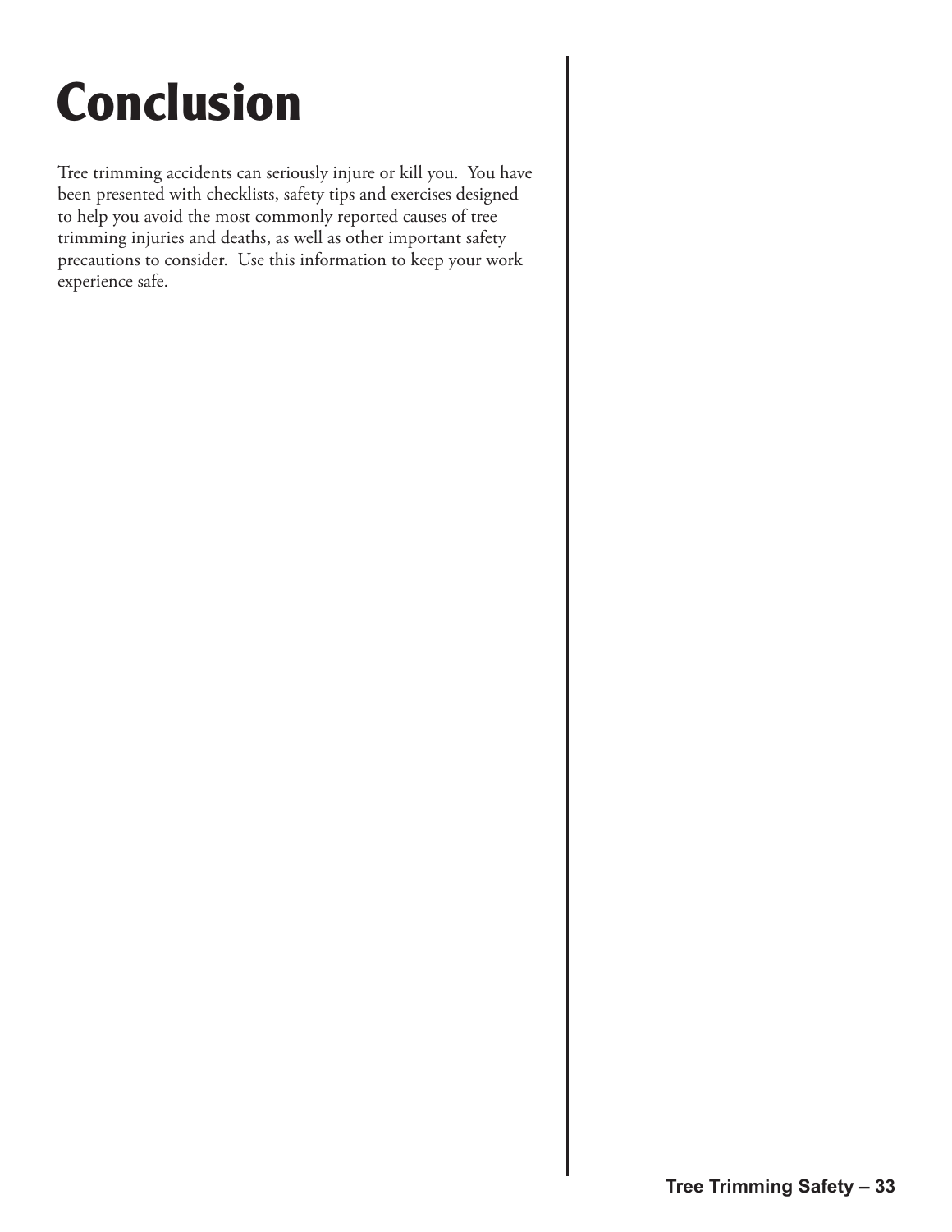# Conclusion

Tree trimming accidents can seriously injure or kill you. You have been presented with checklists, safety tips and exercises designed to help you avoid the most commonly reported causes of tree trimming injuries and deaths, as well as other important safety precautions to consider. Use this information to keep your work experience safe.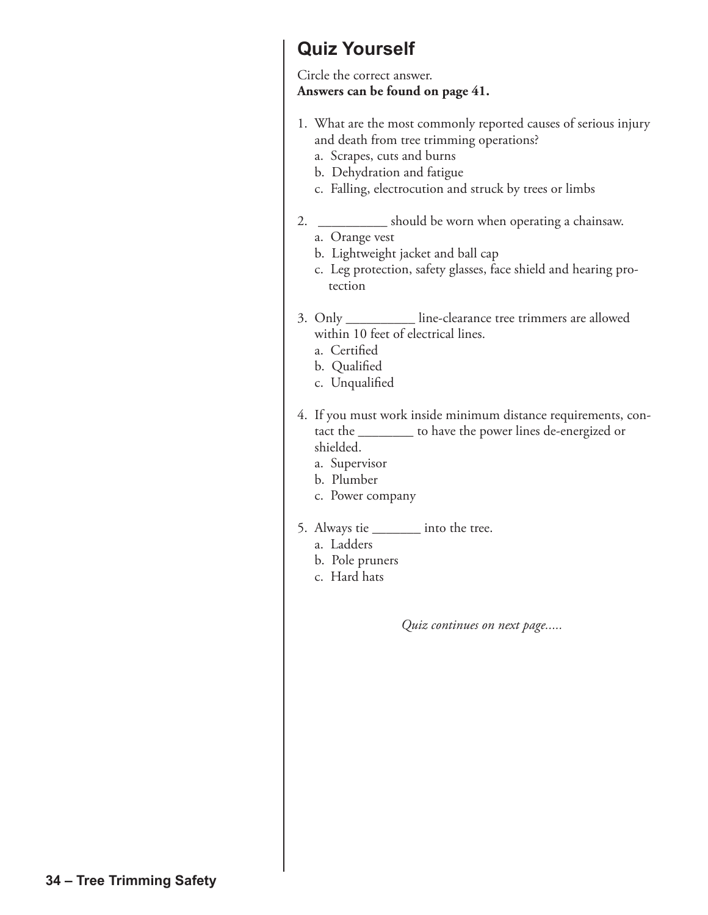## Quiz Yourself

Circle the correct answer.
**Answers can be found on page 41.**

1. What are the most commonly reported causes of serious injury and death from tree trimming operations?
   a. Scrapes, cuts and burns
   b. Dehydration and fatigue
   c. Falling, electrocution and struck by trees or limbs

2. __________ should be worn when operating a chainsaw.
   a. Orange vest
   b. Lightweight jacket and ball cap
   c. Leg protection, safety glasses, face shield and hearing protection

3. Only __________ line-clearance tree trimmers are allowed within 10 feet of electrical lines.
   a. Certified
   b. Qualified
   c. Unqualified

4. If you must work inside minimum distance requirements, contact the ________ to have the power lines de-energized or shielded.
   a. Supervisor
   b. Plumber
   c. Power company

5. Always tie _______ into the tree.
   a. Ladders
   b. Pole pruners
   c. Hard hats

*Quiz continues on next page.....*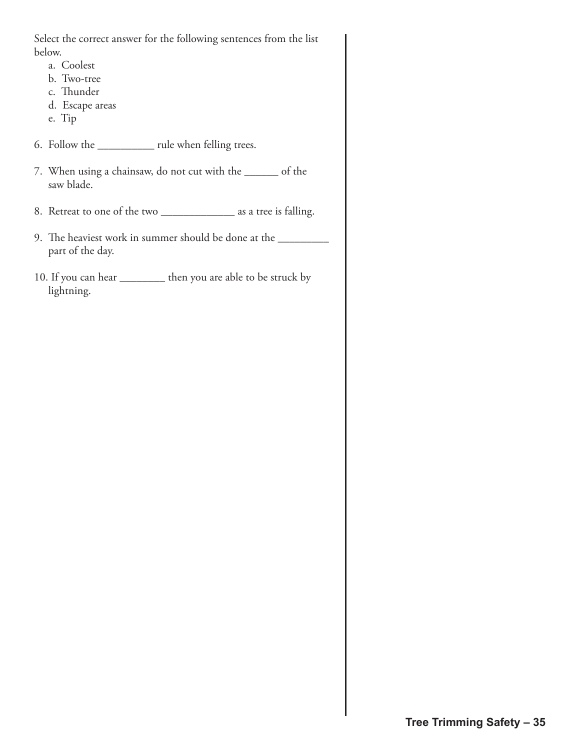Select the correct answer for the following sentences from the list below.

a. Coolest
b. Two-tree
c. Thunder
d. Escape areas
e. Tip

6. Follow the __________ rule when felling trees.

7. When using a chainsaw, do not cut with the ______ of the saw blade.

8. Retreat to one of the two _____________ as a tree is falling.

9. The heaviest work in summer should be done at the _________ part of the day.

10. If you can hear ________ then you are able to be struck by lightning.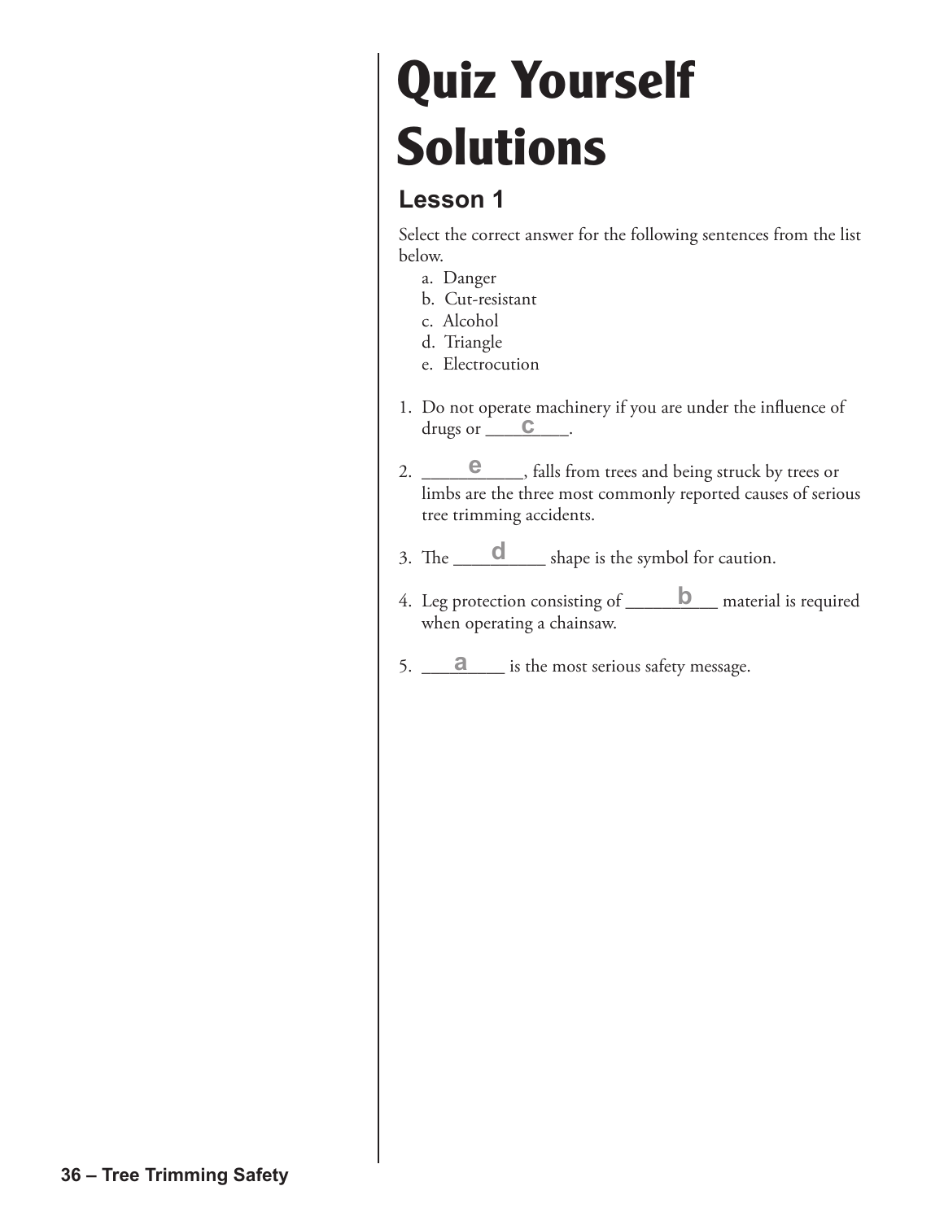# Quiz Yourself Solutions

## Lesson 1

Select the correct answer for the following sentences from the list below.

a. Danger
b. Cut-resistant
c. Alcohol
d. Triangle
e. Electrocution

1. Do not operate machinery if you are under the influence of drugs or \_\_\_\_c\_\_\_\_.

2. \_\_\_\_e\_\_\_\_, falls from trees and being struck by trees or limbs are the three most commonly reported causes of serious tree trimming accidents.

3. The \_\_\_\_d\_\_\_\_ shape is the symbol for caution.

4. Leg protection consisting of \_\_\_\_b\_\_\_\_ material is required when operating a chainsaw.

5. \_\_\_\_a\_\_\_\_ is the most serious safety message.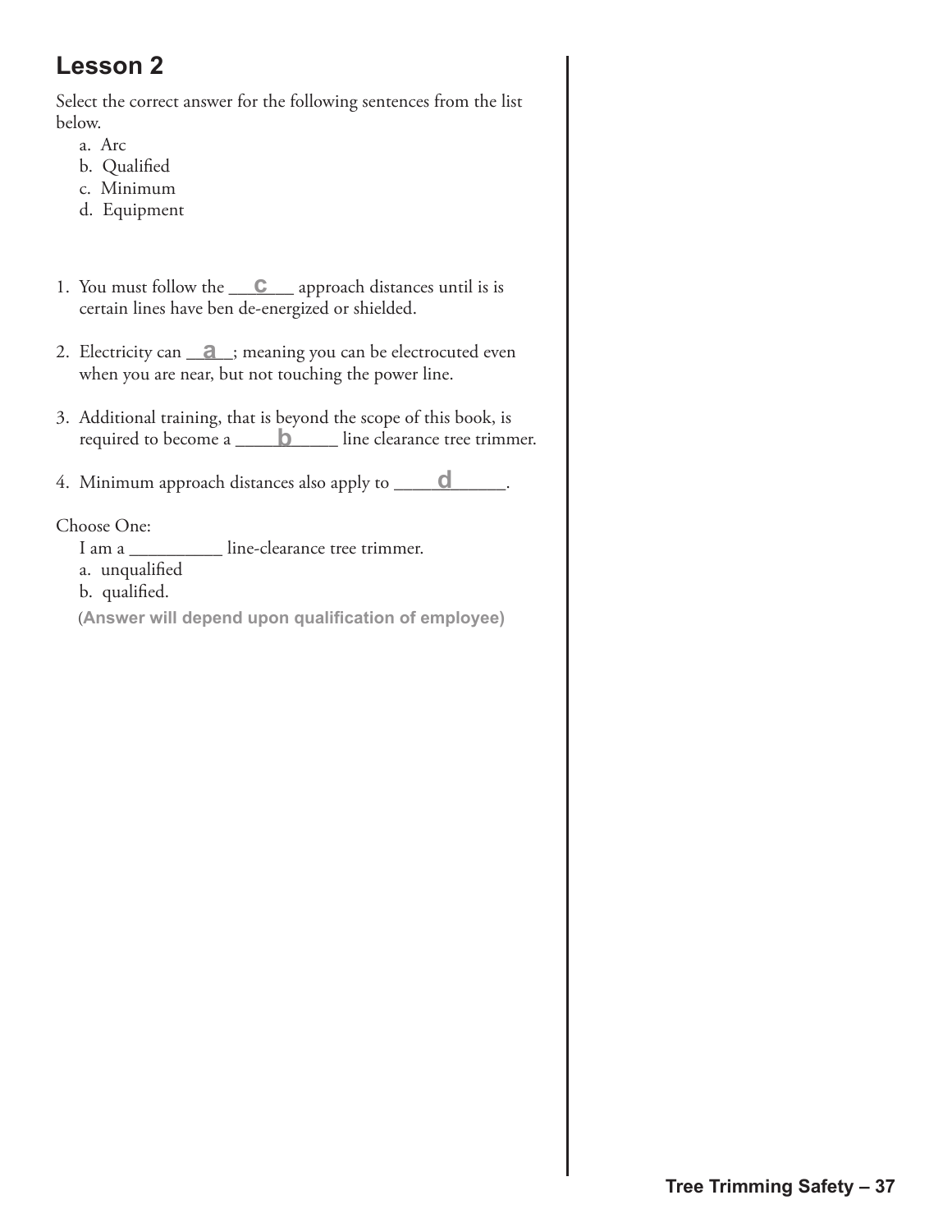## Lesson 2

Select the correct answer for the following sentences from the list below.

a. Arc
b. Qualified
c. Minimum
d. Equipment

1. You must follow the ___**c**___ approach distances until is is certain lines have ben de-energized or shielded.

2. Electricity can __**a**__; meaning you can be electrocuted even when you are near, but not touching the power line.

3. Additional training, that is beyond the scope of this book, is required to become a _____**b**_____ line clearance tree trimmer.

4. Minimum approach distances also apply to _____**d**______.

Choose One:

I am a __________ line-clearance tree trimmer.

a. unqualified
b. qualified.

(**Answer will depend upon qualification of employee)**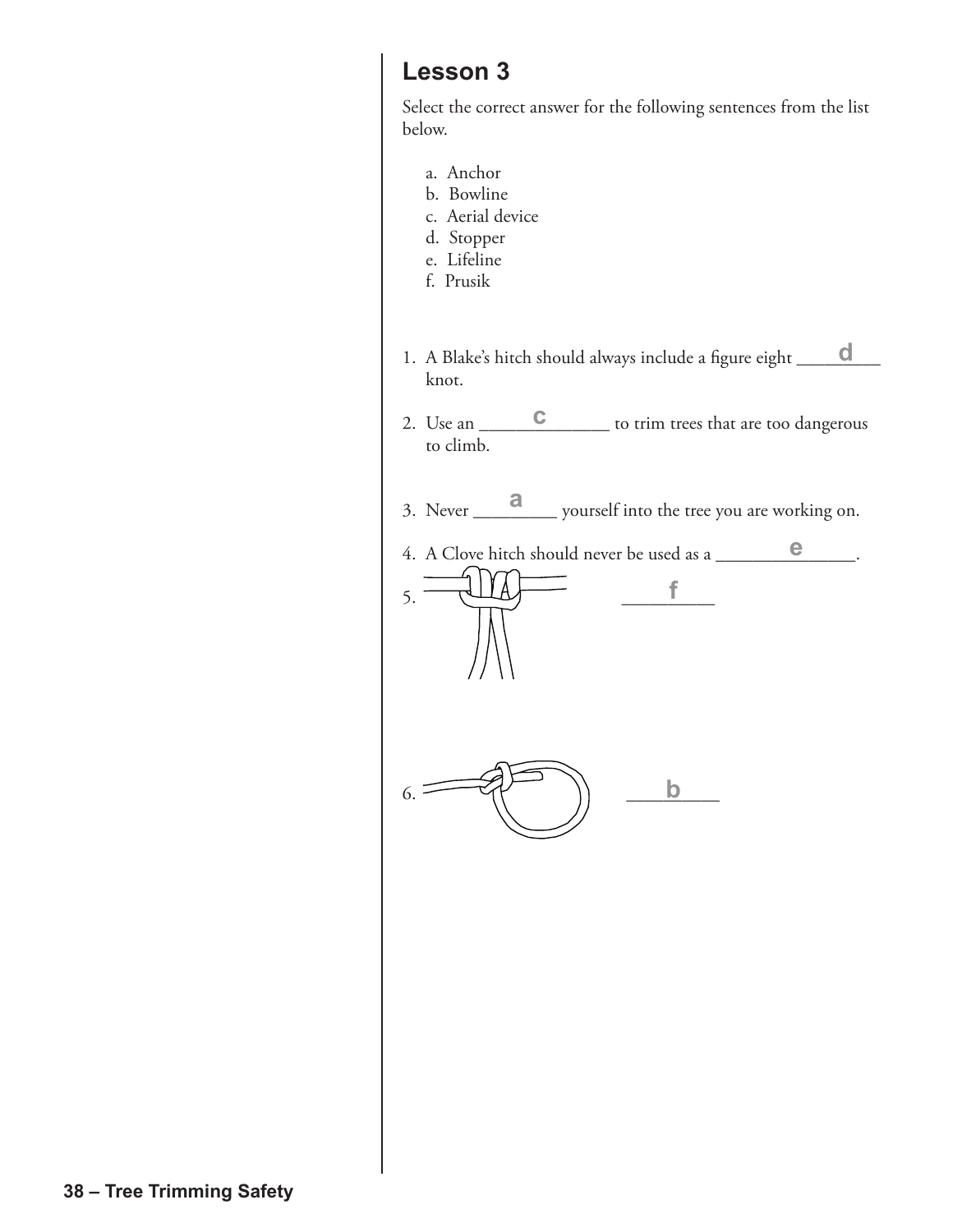## Lesson 3

Select the correct answer for the following sentences from the list below.

a. Anchor
b. Bowline
c. Aerial device
d. Stopper
e. Lifeline
f. Prusik

1. A Blake's hitch should always include a figure eight \_\_\_\_d\_\_\_\_ knot.

2. Use an \_\_\_\_\_\_c\_\_\_\_\_\_ to trim trees that are too dangerous to climb.

3. Never \_\_\_\_a\_\_\_\_ yourself into the tree you are working on.

4. A Clove hitch should never be used as a \_\_\_\_\_\_\_e\_\_\_\_\_\_\_.

5. \_\_\_\_f\_\_\_\_

6. \_\_\_\_b\_\_\_\_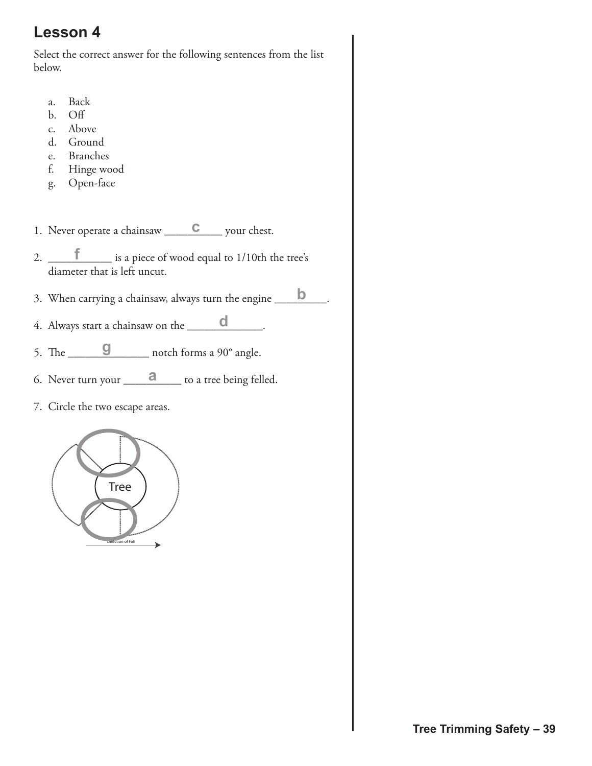## Lesson 4

Select the correct answer for the following sentences from the list below.

a. Back
b. Off
c. Above
d. Ground
e. Branches
f. Hinge wood
g. Open-face

1. Never operate a chainsaw \_\_\_\_c\_\_\_\_ your chest.
2. \_\_\_\_f\_\_\_\_ is a piece of wood equal to 1/10th the tree's diameter that is left uncut.
3. When carrying a chainsaw, always turn the engine \_\_\_\_b\_\_\_\_.
4. Always start a chainsaw on the \_\_\_\_d\_\_\_\_.
5. The \_\_\_\_g\_\_\_\_ notch forms a 90° angle.
6. Never turn your \_\_\_\_a\_\_\_\_ to a tree being felled.
7. Circle the two escape areas.

Tree

Direction of Fall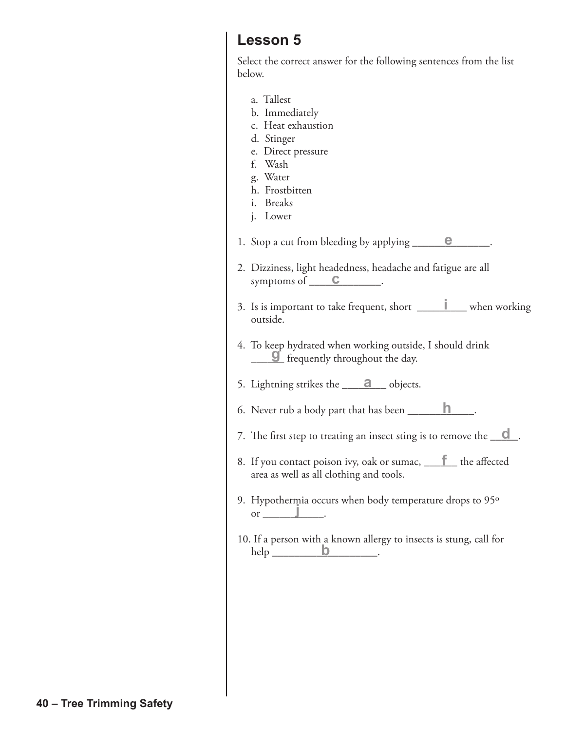## Lesson 5

Select the correct answer for the following sentences from the list below.

a. Tallest
b. Immediately
c. Heat exhaustion
d. Stinger
e. Direct pressure
f. Wash
g. Water
h. Frostbitten
i. Breaks
j. Lower

1. Stop a cut from bleeding by applying _______e_______.

2. Dizziness, light headedness, headache and fatigue are all symptoms of ______c______.

3. Is is important to take frequent, short ____i____ when working outside.

4. To keep hydrated when working outside, I should drink ___g___ frequently throughout the day.

5. Lightning strikes the ____a____ objects.

6. Never rub a body part that has been ______h______.

7. The first step to treating an insect sting is to remove the __d__.

8. If you contact poison ivy, oak or sumac, ___f___ the affected area as well as all clothing and tools.

9. Hypothermia occurs when body temperature drops to 95º or _____j_____.

10. If a person with a known allergy to insects is stung, call for help _________b_________.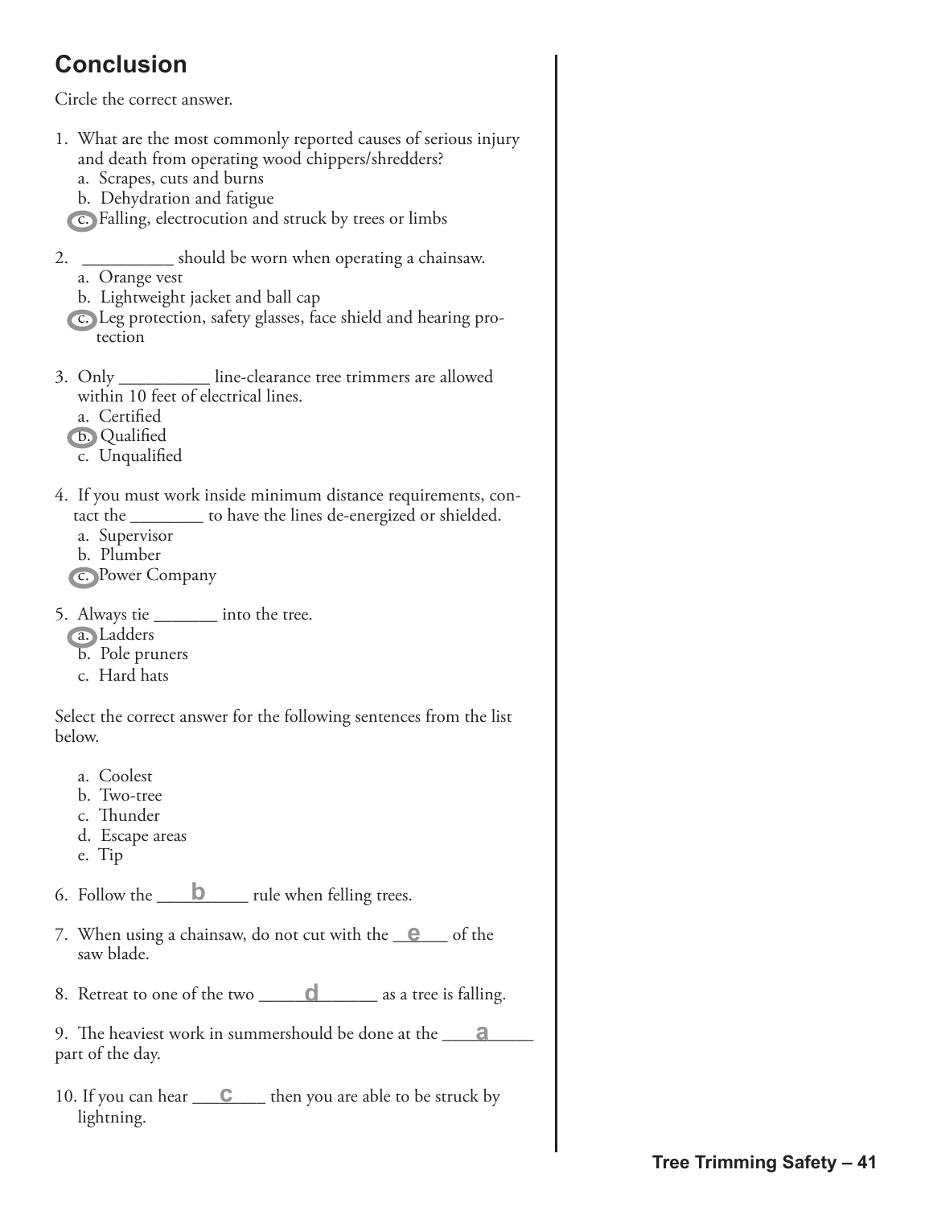## Conclusion

Circle the correct answer.

1. What are the most commonly reported causes of serious injury and death from operating wood chippers/shredders?
   a. Scrapes, cuts and burns
   b. Dehydration and fatigue
   c. Falling, electrocution and struck by trees or limbs

2. __________ should be worn when operating a chainsaw.
   a. Orange vest
   b. Lightweight jacket and ball cap
   c. Leg protection, safety glasses, face shield and hearing protection

3. Only __________ line-clearance tree trimmers are allowed within 10 feet of electrical lines.
   a. Certified
   b. Qualified
   c. Unqualified

4. If you must work inside minimum distance requirements, contact the ________ to have the lines de-energized or shielded.
   a. Supervisor
   b. Plumber
   c. Power Company

5. Always tie _______ into the tree.
   a. Ladders
   b. Pole pruners
   c. Hard hats

Select the correct answer for the following sentences from the list below.

a. Coolest
b. Two-tree
c. Thunder
d. Escape areas
e. Tip

6. Follow the ____b____ rule when felling trees.

7. When using a chainsaw, do not cut with the ___e___ of the saw blade.

8. Retreat to one of the two _____d_____ as a tree is falling.

9. The heaviest work in summershould be done at the ____a____ part of the day.

10. If you can hear ____c____ then you are able to be struck by lightning.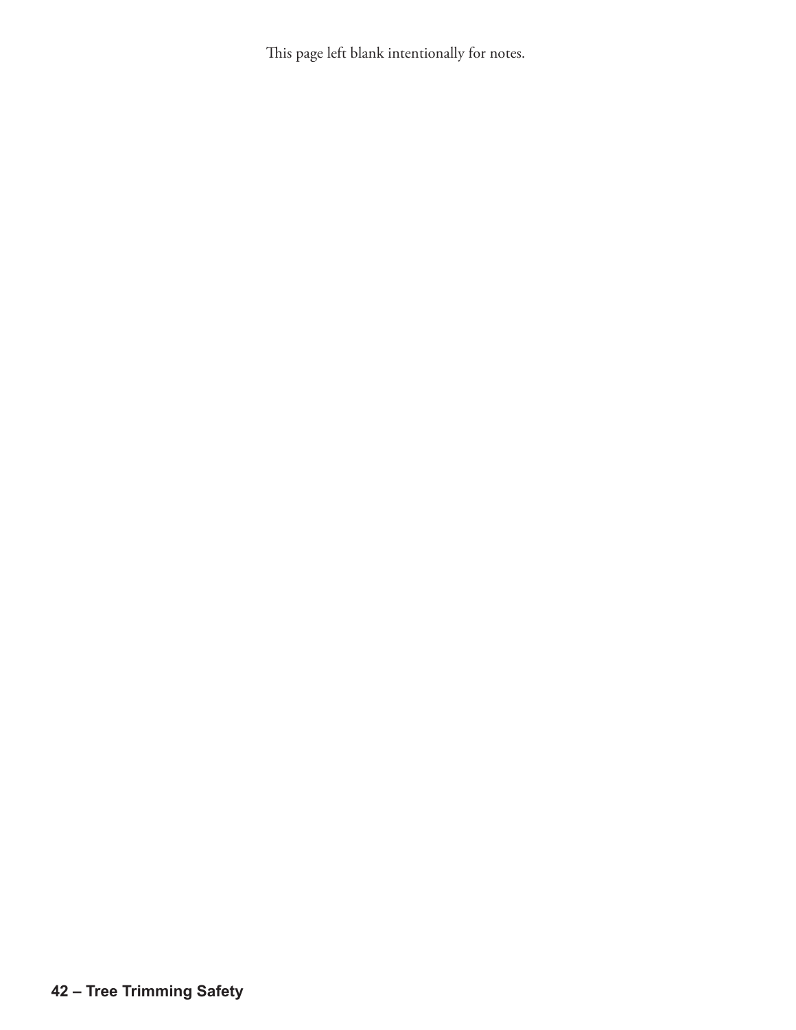This page left blank intentionally for notes.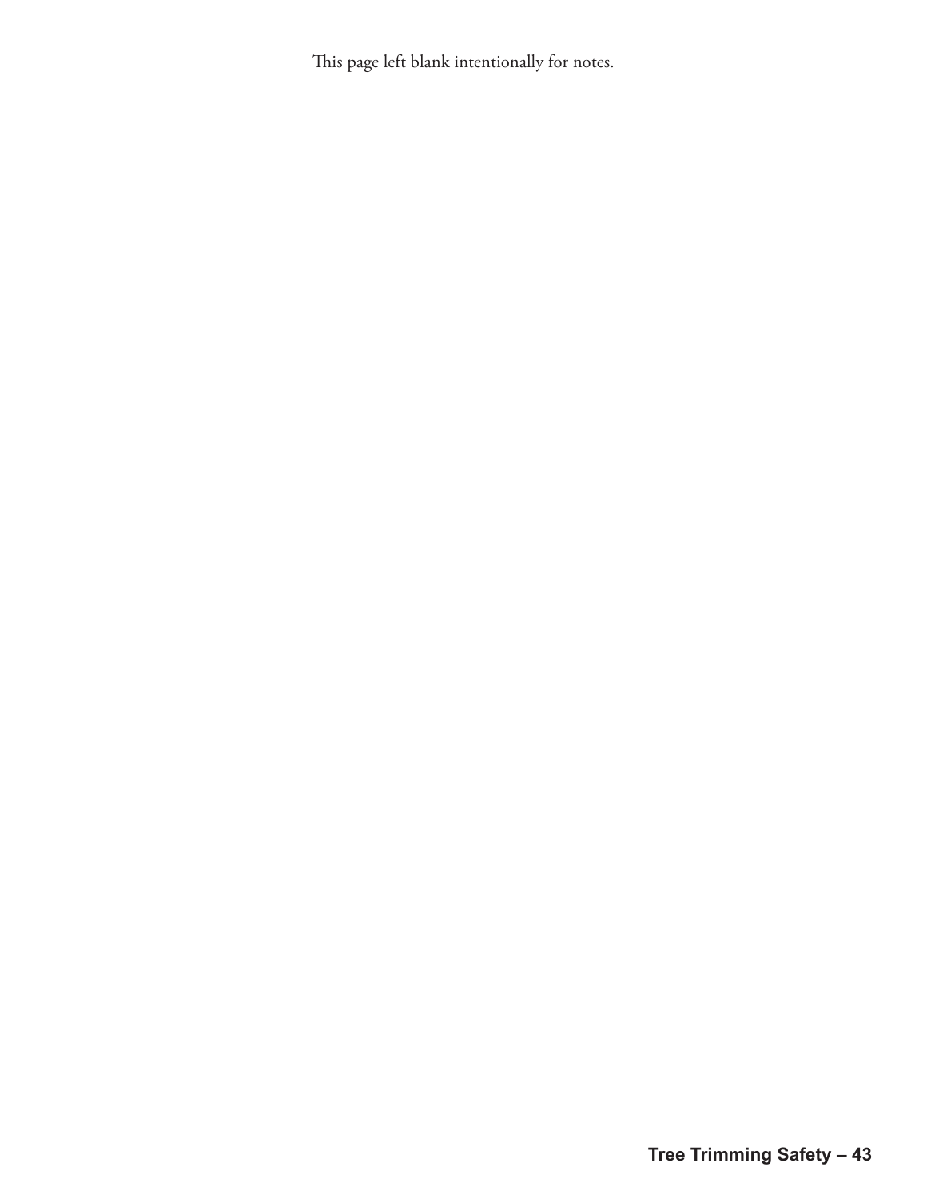This page left blank intentionally for notes.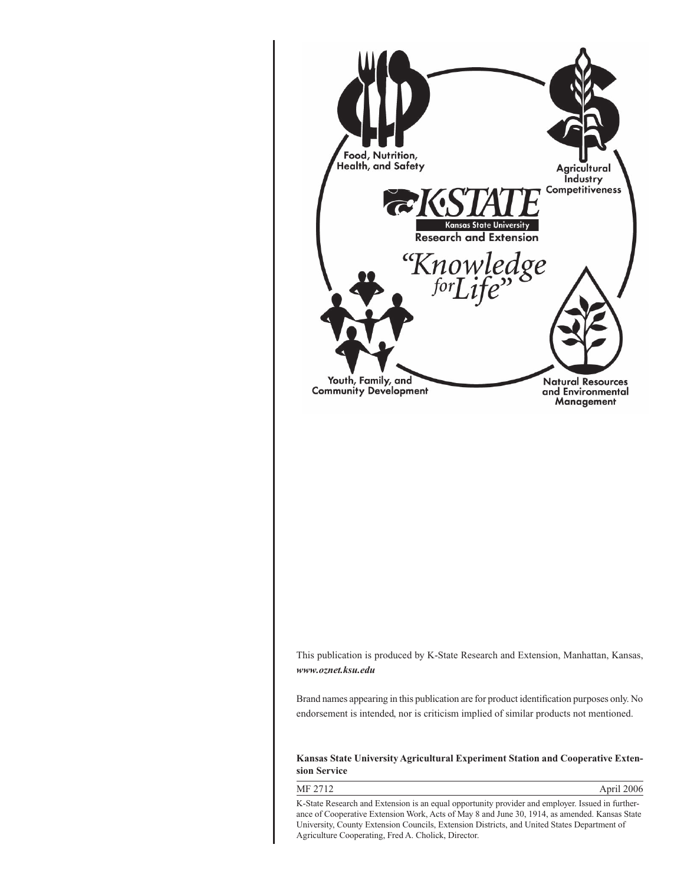This publication is produced by K-State Research and Extension, Manhattan, Kansas, ***www.oznet.ksu.edu***

Brand names appearing in this publication are for product identification purposes only. No endorsement is intended, nor is criticism implied of similar products not mentioned.

**Kansas State University Agricultural Experiment Station and Cooperative Extension Service**

MF 2712 April 2006

K-State Research and Extension is an equal opportunity provider and employer. Issued in furtherance of Cooperative Extension Work, Acts of May 8 and June 30, 1914, as amended. Kansas State University, County Extension Councils, Extension Districts, and United States Department of Agriculture Cooperating, Fred A. Cholick, Director.